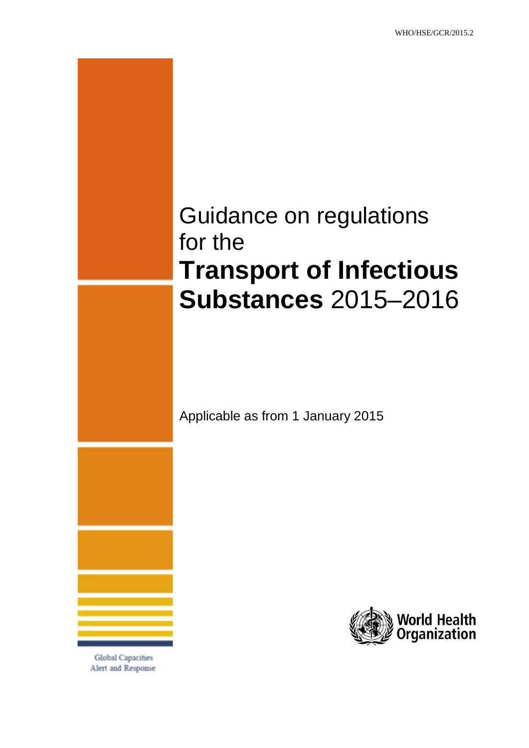WHO/HSE/GCR/2015.2

# Guidance on regulations for the **Transport of Infectious Substances** 2015–2016

Applicable as from 1 January 2015

World Health Organization

Global Capacities
Alert and Response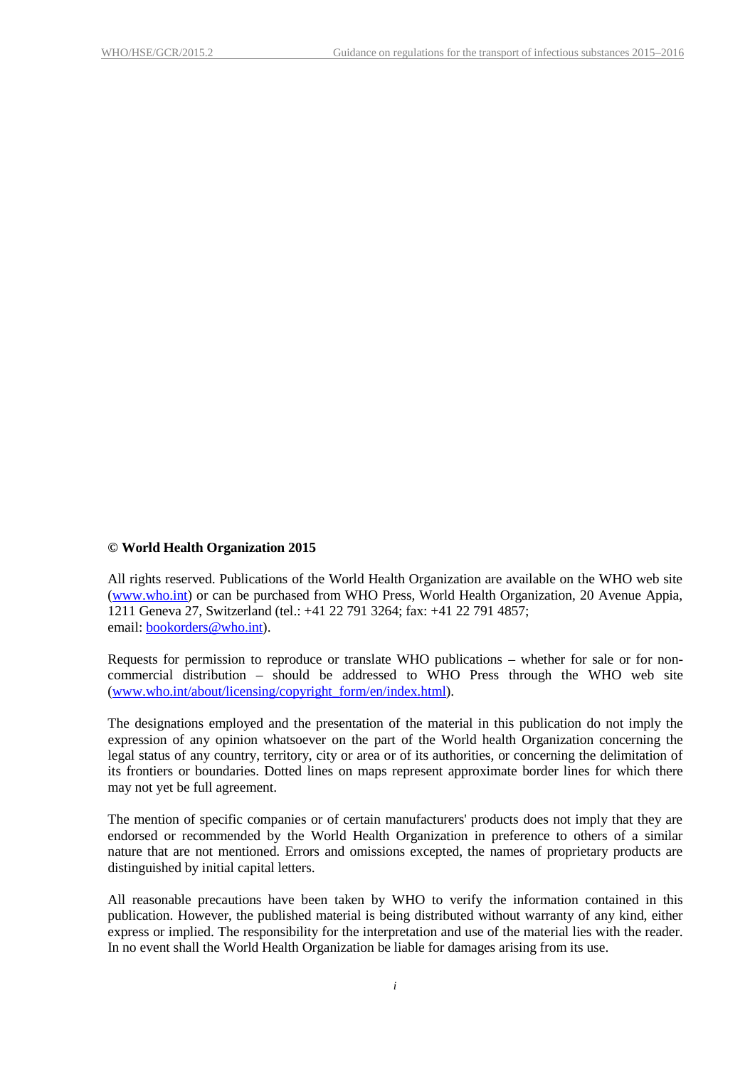**© World Health Organization 2015**

All rights reserved. Publications of the World Health Organization are available on the WHO web site (www.who.int) or can be purchased from WHO Press, World Health Organization, 20 Avenue Appia, 1211 Geneva 27, Switzerland (tel.: +41 22 791 3264; fax: +41 22 791 4857; email: bookorders@who.int).

Requests for permission to reproduce or translate WHO publications – whether for sale or for non-commercial distribution – should be addressed to WHO Press through the WHO web site (www.who.int/about/licensing/copyright_form/en/index.html).

The designations employed and the presentation of the material in this publication do not imply the expression of any opinion whatsoever on the part of the World health Organization concerning the legal status of any country, territory, city or area or of its authorities, or concerning the delimitation of its frontiers or boundaries. Dotted lines on maps represent approximate border lines for which there may not yet be full agreement.

The mention of specific companies or of certain manufacturers' products does not imply that they are endorsed or recommended by the World Health Organization in preference to others of a similar nature that are not mentioned. Errors and omissions excepted, the names of proprietary products are distinguished by initial capital letters.

All reasonable precautions have been taken by WHO to verify the information contained in this publication. However, the published material is being distributed without warranty of any kind, either express or implied. The responsibility for the interpretation and use of the material lies with the reader. In no event shall the World Health Organization be liable for damages arising from its use.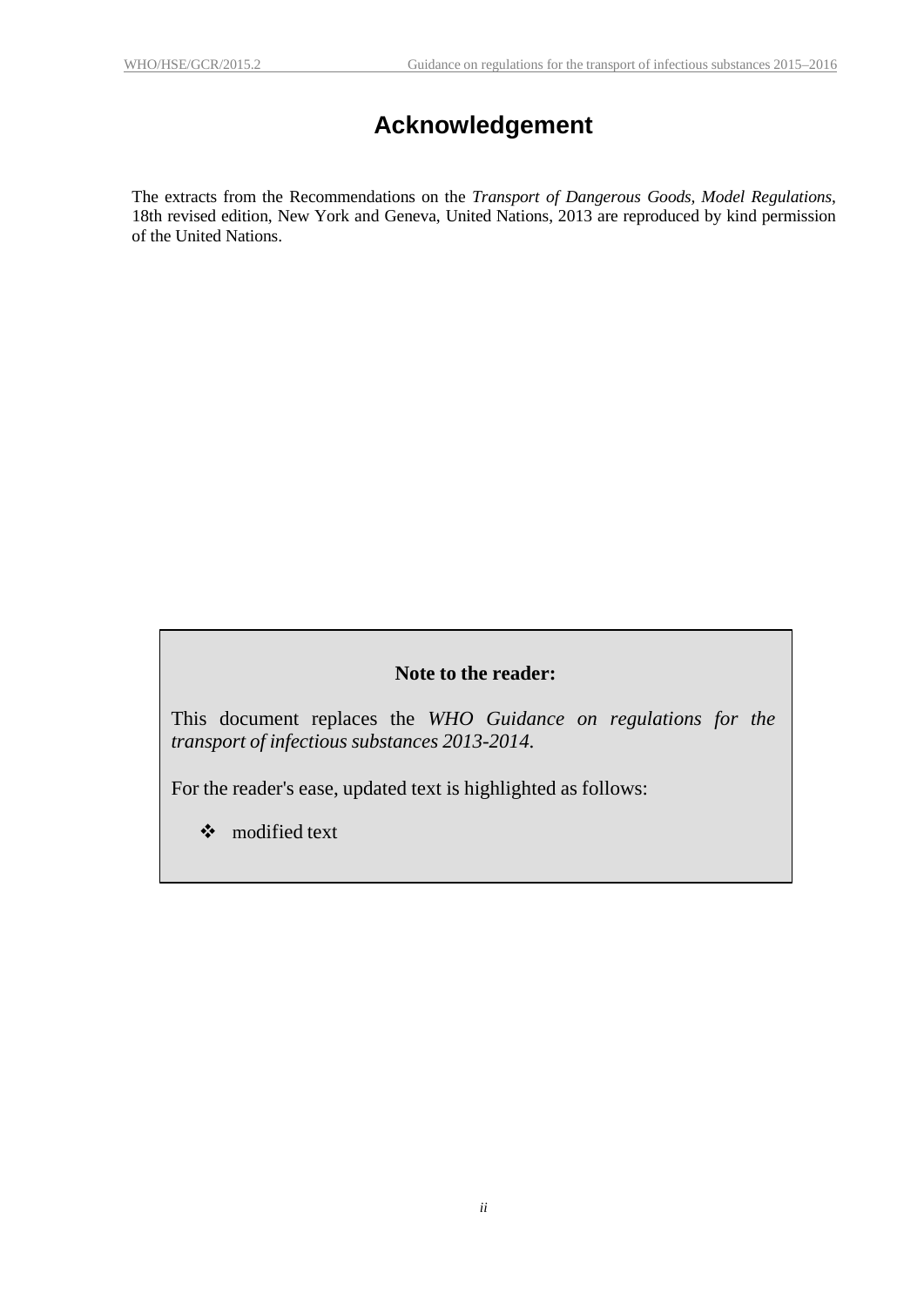# Acknowledgement

The extracts from the Recommendations on the *Transport of Dangerous Goods, Model Regulations*, 18th revised edition, New York and Geneva, United Nations, 2013 are reproduced by kind permission of the United Nations.

**Note to the reader:**

This document replaces the *WHO Guidance on regulations for the transport of infectious substances 2013-2014*.

For the reader's ease, updated text is highlighted as follows:

- ❖ modified text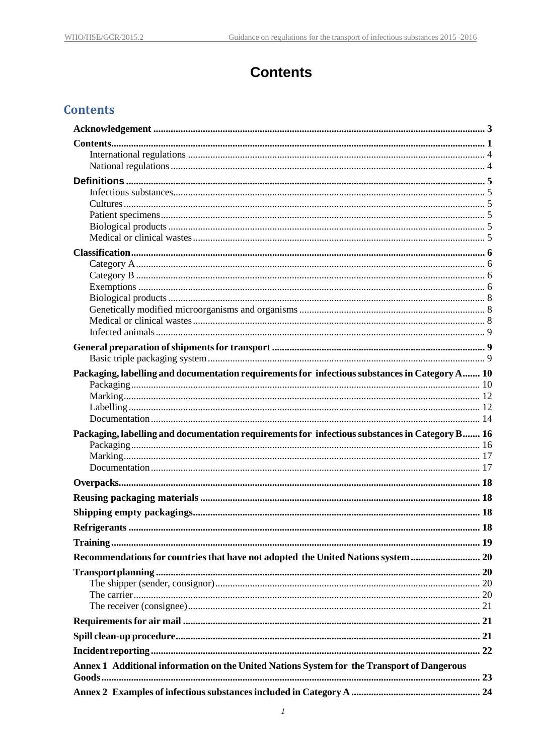# Contents

## Contents

| | |
|---|---|
| **Acknowledgement** | **3** |
| **Contents** | **1** |
| International regulations | 4 |
| National regulations | 4 |
| **Definitions** | **5** |
| Infectious substances | 5 |
| Cultures | 5 |
| Patient specimens | 5 |
| Biological products | 5 |
| Medical or clinical wastes | 5 |
| **Classification** | **6** |
| Category A | 6 |
| Category B | 6 |
| Exemptions | 6 |
| Biological products | 8 |
| Genetically modified microorganisms and organisms | 8 |
| Medical or clinical wastes | 8 |
| Infected animals | 9 |
| **General preparation of shipments for transport** | **9** |
| Basic triple packaging system | 9 |
| **Packaging, labelling and documentation requirements for infectious substances in Category A** | **10** |
| Packaging | 10 |
| Marking | 12 |
| Labelling | 12 |
| Documentation | 14 |
| **Packaging, labelling and documentation requirements for infectious substances in Category B** | **16** |
| Packaging | 16 |
| Marking | 17 |
| Documentation | 17 |
| **Overpacks** | **18** |
| **Reusing packaging materials** | **18** |
| **Shipping empty packagings** | **18** |
| **Refrigerants** | **18** |
| **Training** | **19** |
| **Recommendations for countries that have not adopted the United Nations system** | **20** |
| **Transport planning** | **20** |
| The shipper (sender, consignor) | 20 |
| The carrier | 20 |
| The receiver (consignee) | 21 |
| **Requirements for air mail** | **21** |
| **Spill clean-up procedure** | **21** |
| **Incident reporting** | **22** |
| **Annex 1 Additional information on the United Nations System for the Transport of Dangerous Goods** | **23** |
| **Annex 2 Examples of infectious substances included in Category A** | **24** |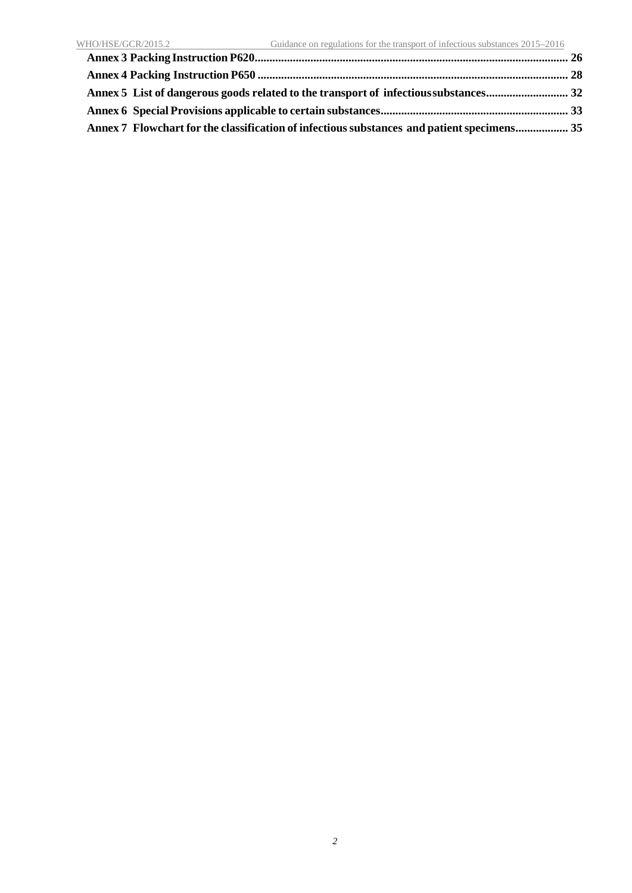**Annex 3 Packing Instruction P620............................................................................................................ 26**

**Annex 4 Packing Instruction P650 ........................................................................................................... 28**

**Annex 5 List of dangerous goods related to the transport of infectious substances............................ 32**

**Annex 6 Special Provisions applicable to certain substances................................................................ 33**

**Annex 7 Flowchart for the classification of infectious substances and patient specimens.................. 35**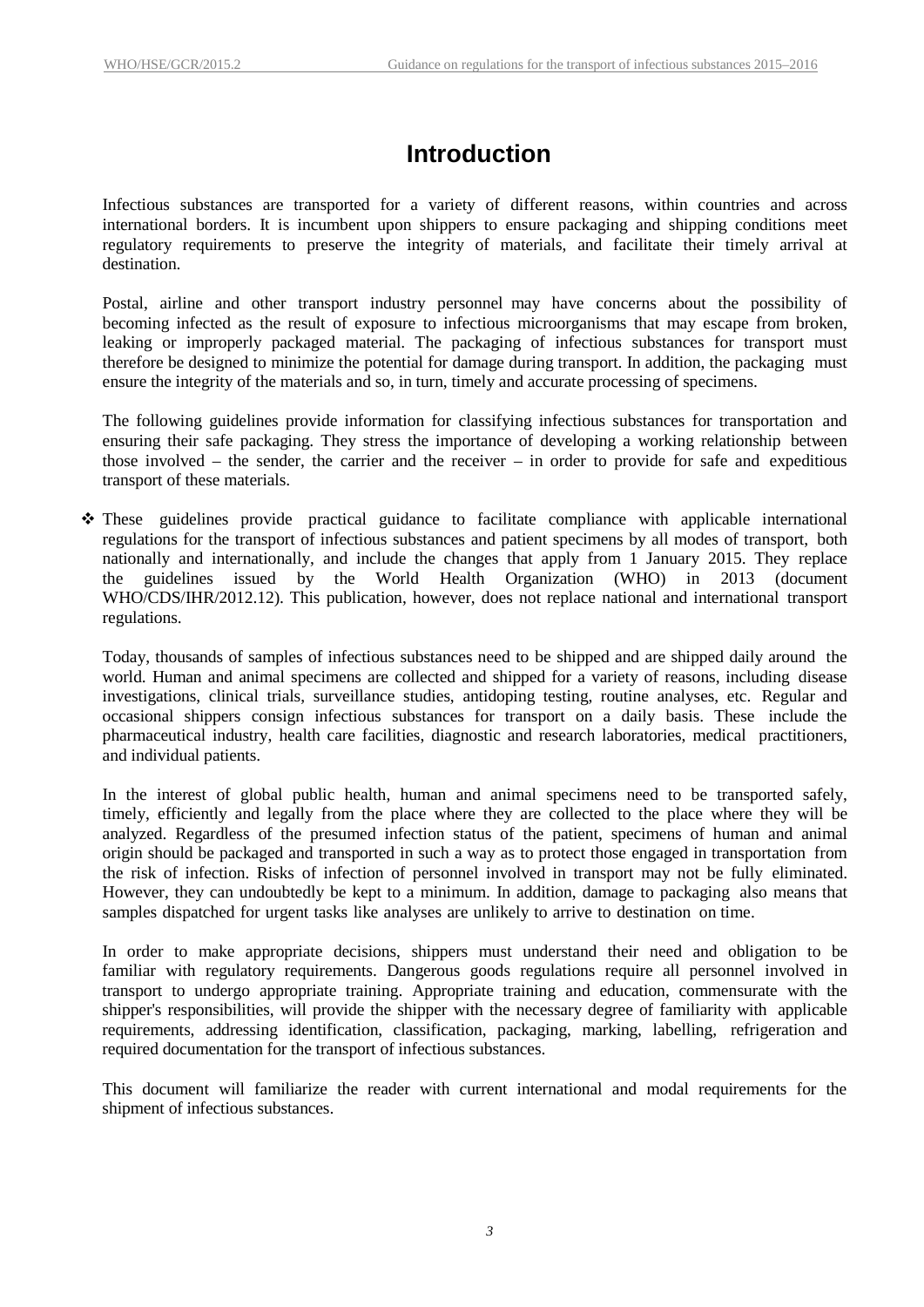# Introduction

Infectious substances are transported for a variety of different reasons, within countries and across international borders. It is incumbent upon shippers to ensure packaging and shipping conditions meet regulatory requirements to preserve the integrity of materials, and facilitate their timely arrival at destination.

Postal, airline and other transport industry personnel may have concerns about the possibility of becoming infected as the result of exposure to infectious microorganisms that may escape from broken, leaking or improperly packaged material. The packaging of infectious substances for transport must therefore be designed to minimize the potential for damage during transport. In addition, the packaging must ensure the integrity of the materials and so, in turn, timely and accurate processing of specimens.

The following guidelines provide information for classifying infectious substances for transportation and ensuring their safe packaging. They stress the importance of developing a working relationship between those involved – the sender, the carrier and the receiver – in order to provide for safe and expeditious transport of these materials.

- These guidelines provide practical guidance to facilitate compliance with applicable international regulations for the transport of infectious substances and patient specimens by all modes of transport, both nationally and internationally, and include the changes that apply from 1 January 2015. They replace the guidelines issued by the World Health Organization (WHO) in 2013 (document WHO/CDS/IHR/2012.12). This publication, however, does not replace national and international transport regulations.

Today, thousands of samples of infectious substances need to be shipped and are shipped daily around the world. Human and animal specimens are collected and shipped for a variety of reasons, including disease investigations, clinical trials, surveillance studies, antidoping testing, routine analyses, etc. Regular and occasional shippers consign infectious substances for transport on a daily basis. These include the pharmaceutical industry, health care facilities, diagnostic and research laboratories, medical practitioners, and individual patients.

In the interest of global public health, human and animal specimens need to be transported safely, timely, efficiently and legally from the place where they are collected to the place where they will be analyzed. Regardless of the presumed infection status of the patient, specimens of human and animal origin should be packaged and transported in such a way as to protect those engaged in transportation from the risk of infection. Risks of infection of personnel involved in transport may not be fully eliminated. However, they can undoubtedly be kept to a minimum. In addition, damage to packaging also means that samples dispatched for urgent tasks like analyses are unlikely to arrive to destination on time.

In order to make appropriate decisions, shippers must understand their need and obligation to be familiar with regulatory requirements. Dangerous goods regulations require all personnel involved in transport to undergo appropriate training. Appropriate training and education, commensurate with the shipper's responsibilities, will provide the shipper with the necessary degree of familiarity with applicable requirements, addressing identification, classification, packaging, marking, labelling, refrigeration and required documentation for the transport of infectious substances.

This document will familiarize the reader with current international and modal requirements for the shipment of infectious substances.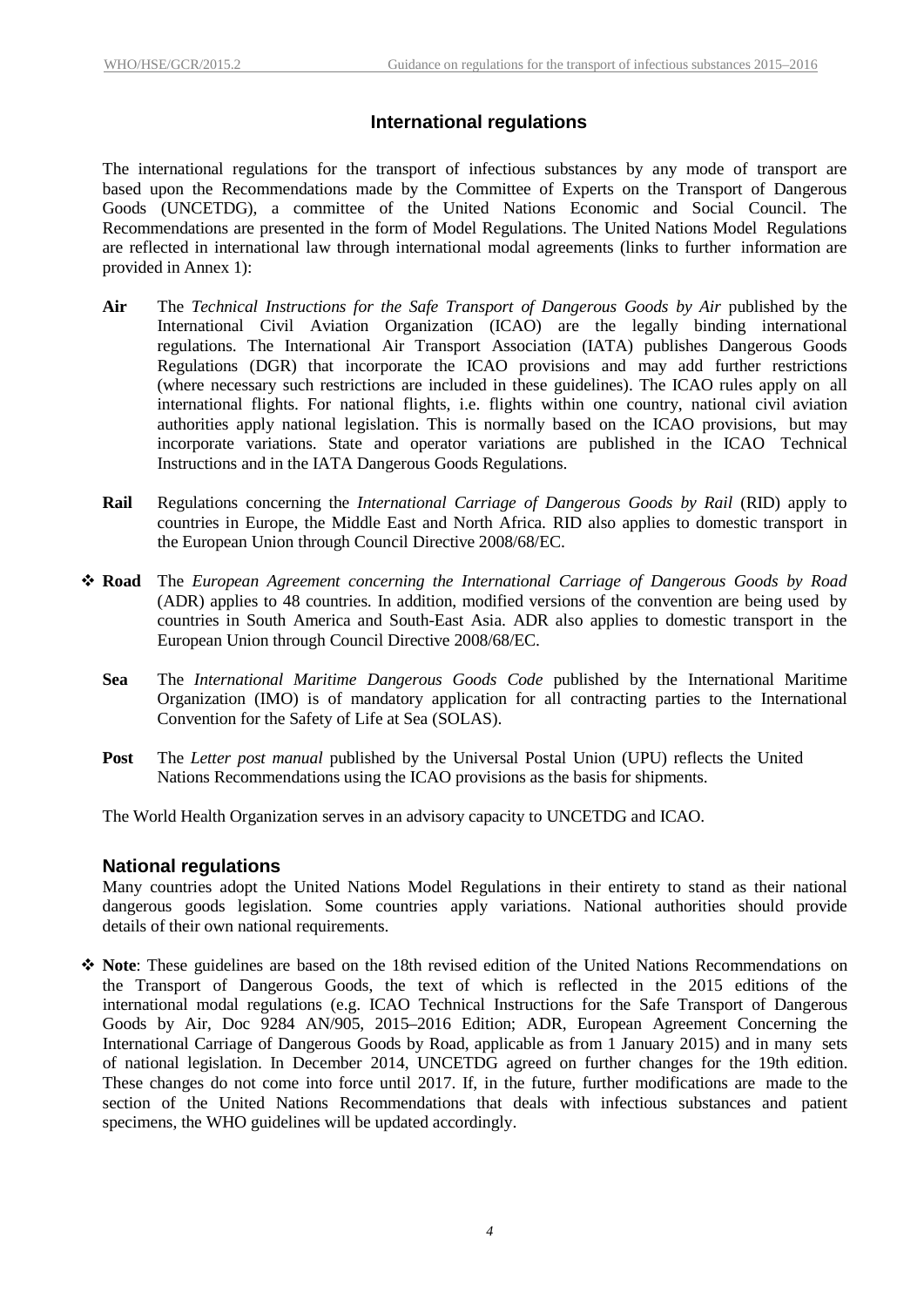## International regulations

The international regulations for the transport of infectious substances by any mode of transport are based upon the Recommendations made by the Committee of Experts on the Transport of Dangerous Goods (UNCETDG), a committee of the United Nations Economic and Social Council. The Recommendations are presented in the form of Model Regulations. The United Nations Model Regulations are reflected in international law through international modal agreements (links to further information are provided in Annex 1):

**Air** The *Technical Instructions for the Safe Transport of Dangerous Goods by Air* published by the International Civil Aviation Organization (ICAO) are the legally binding international regulations. The International Air Transport Association (IATA) publishes Dangerous Goods Regulations (DGR) that incorporate the ICAO provisions and may add further restrictions (where necessary such restrictions are included in these guidelines). The ICAO rules apply on all international flights. For national flights, i.e. flights within one country, national civil aviation authorities apply national legislation. This is normally based on the ICAO provisions, but may incorporate variations. State and operator variations are published in the ICAO Technical Instructions and in the IATA Dangerous Goods Regulations.

**Rail** Regulations concerning the *International Carriage of Dangerous Goods by Rail* (RID) apply to countries in Europe, the Middle East and North Africa. RID also applies to domestic transport in the European Union through Council Directive 2008/68/EC.

❖ **Road** The *European Agreement concerning the International Carriage of Dangerous Goods by Road* (ADR) applies to 48 countries. In addition, modified versions of the convention are being used by countries in South America and South-East Asia. ADR also applies to domestic transport in the European Union through Council Directive 2008/68/EC.

**Sea** The *International Maritime Dangerous Goods Code* published by the International Maritime Organization (IMO) is of mandatory application for all contracting parties to the International Convention for the Safety of Life at Sea (SOLAS).

**Post** The *Letter post manual* published by the Universal Postal Union (UPU) reflects the United Nations Recommendations using the ICAO provisions as the basis for shipments.

The World Health Organization serves in an advisory capacity to UNCETDG and ICAO.

## National regulations

Many countries adopt the United Nations Model Regulations in their entirety to stand as their national dangerous goods legislation. Some countries apply variations. National authorities should provide details of their own national requirements.

❖ **Note**: These guidelines are based on the 18th revised edition of the United Nations Recommendations on the Transport of Dangerous Goods, the text of which is reflected in the 2015 editions of the international modal regulations (e.g. ICAO Technical Instructions for the Safe Transport of Dangerous Goods by Air, Doc 9284 AN/905, 2015–2016 Edition; ADR, European Agreement Concerning the International Carriage of Dangerous Goods by Road, applicable as from 1 January 2015) and in many sets of national legislation. In December 2014, UNCETDG agreed on further changes for the 19th edition. These changes do not come into force until 2017. If, in the future, further modifications are made to the section of the United Nations Recommendations that deals with infectious substances and patient specimens, the WHO guidelines will be updated accordingly.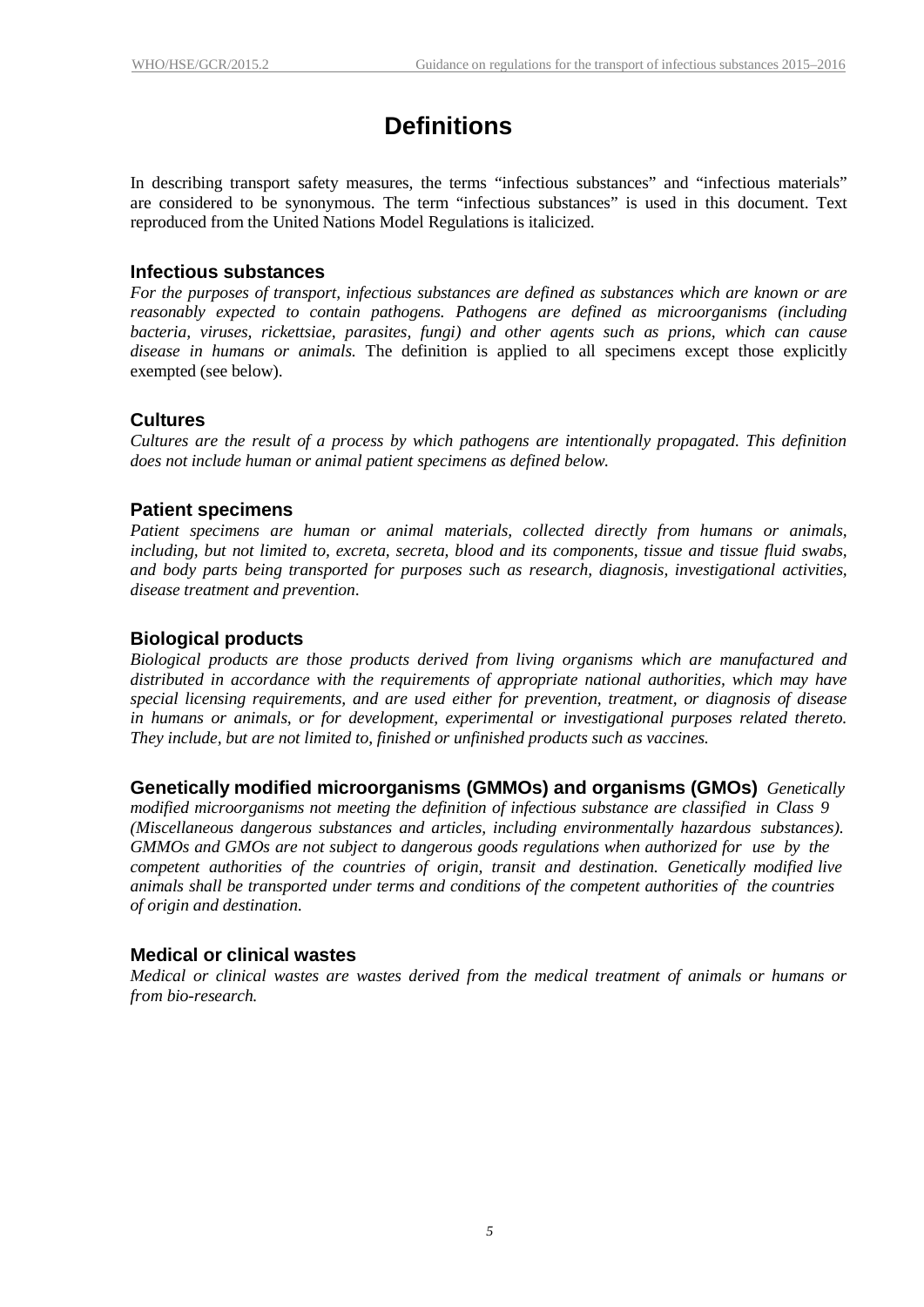# Definitions

In describing transport safety measures, the terms "infectious substances" and "infectious materials" are considered to be synonymous. The term "infectious substances" is used in this document. Text reproduced from the United Nations Model Regulations is italicized.

## Infectious substances

*For the purposes of transport, infectious substances are defined as substances which are known or are reasonably expected to contain pathogens. Pathogens are defined as microorganisms (including bacteria, viruses, rickettsiae, parasites, fungi) and other agents such as prions, which can cause disease in humans or animals.* The definition is applied to all specimens except those explicitly exempted (see below).

## Cultures

*Cultures are the result of a process by which pathogens are intentionally propagated. This definition does not include human or animal patient specimens as defined below.*

## Patient specimens

*Patient specimens are human or animal materials, collected directly from humans or animals, including, but not limited to, excreta, secreta, blood and its components, tissue and tissue fluid swabs, and body parts being transported for purposes such as research, diagnosis, investigational activities, disease treatment and prevention.*

## Biological products

*Biological products are those products derived from living organisms which are manufactured and distributed in accordance with the requirements of appropriate national authorities, which may have special licensing requirements, and are used either for prevention, treatment, or diagnosis of disease in humans or animals, or for development, experimental or investigational purposes related thereto. They include, but are not limited to, finished or unfinished products such as vaccines.*

## Genetically modified microorganisms (GMMOs) and organisms (GMOs)

*Genetically modified microorganisms not meeting the definition of infectious substance are classified in Class 9 (Miscellaneous dangerous substances and articles, including environmentally hazardous substances). GMMOs and GMOs are not subject to dangerous goods regulations when authorized for use by the competent authorities of the countries of origin, transit and destination. Genetically modified live animals shall be transported under terms and conditions of the competent authorities of the countries of origin and destination.*

## Medical or clinical wastes

*Medical or clinical wastes are wastes derived from the medical treatment of animals or humans or from bio-research.*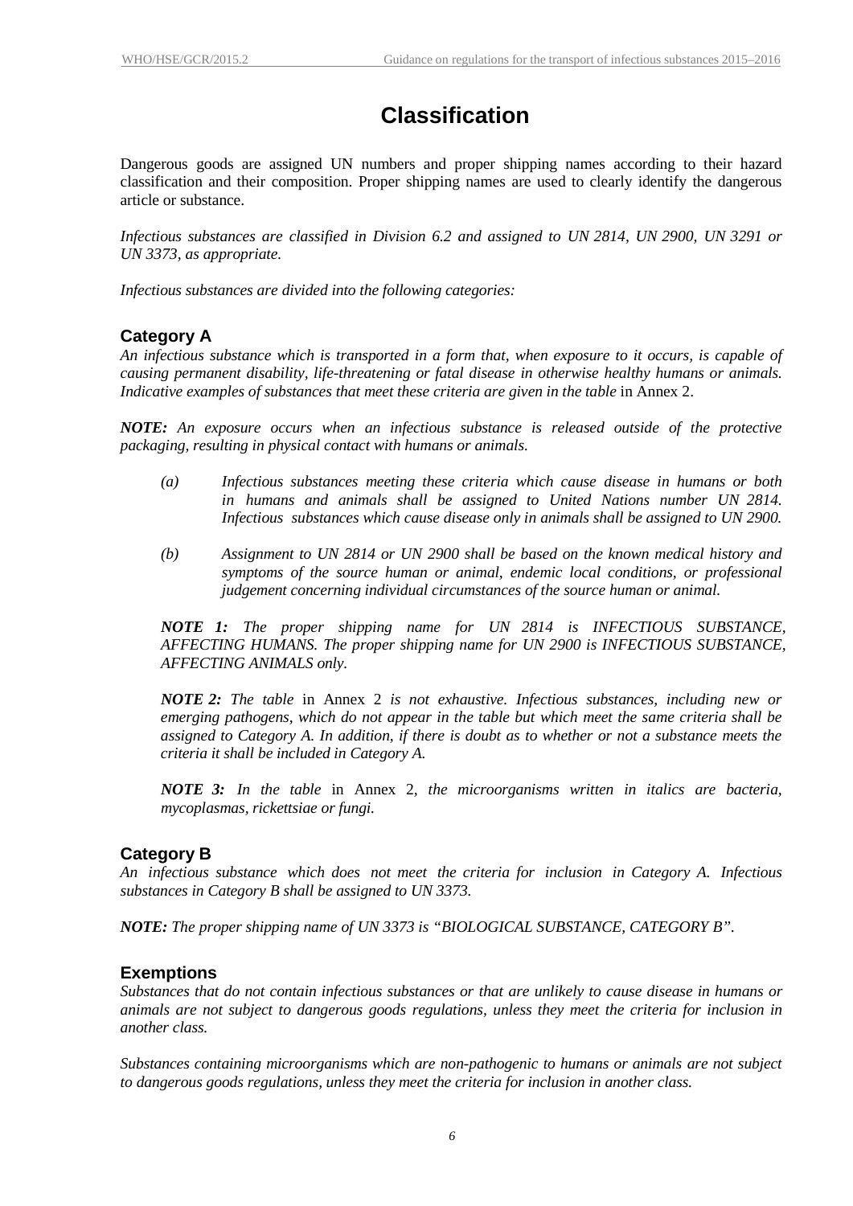# Classification

Dangerous goods are assigned UN numbers and proper shipping names according to their hazard classification and their composition. Proper shipping names are used to clearly identify the dangerous article or substance.

*Infectious substances are classified in Division 6.2 and assigned to UN 2814, UN 2900, UN 3291 or UN 3373, as appropriate.*

*Infectious substances are divided into the following categories:*

## Category A

*An infectious substance which is transported in a form that, when exposure to it occurs, is capable of causing permanent disability, life-threatening or fatal disease in otherwise healthy humans or animals. Indicative examples of substances that meet these criteria are given in the table* in Annex 2.

***NOTE:** An exposure occurs when an infectious substance is released outside of the protective packaging, resulting in physical contact with humans or animals.*

*(a) Infectious substances meeting these criteria which cause disease in humans or both in humans and animals shall be assigned to United Nations number UN 2814. Infectious substances which cause disease only in animals shall be assigned to UN 2900.*

*(b) Assignment to UN 2814 or UN 2900 shall be based on the known medical history and symptoms of the source human or animal, endemic local conditions, or professional judgement concerning individual circumstances of the source human or animal.*

***NOTE 1:** The proper shipping name for UN 2814 is INFECTIOUS SUBSTANCE, AFFECTING HUMANS. The proper shipping name for UN 2900 is INFECTIOUS SUBSTANCE, AFFECTING ANIMALS only.*

***NOTE 2:** The table* in Annex 2 *is not exhaustive. Infectious substances, including new or emerging pathogens, which do not appear in the table but which meet the same criteria shall be assigned to Category A. In addition, if there is doubt as to whether or not a substance meets the criteria it shall be included in Category A.*

***NOTE 3:** In the table* in Annex 2, *the microorganisms written in italics are bacteria, mycoplasmas, rickettsiae or fungi.*

## Category B

*An infectious substance which does not meet the criteria for inclusion in Category A. Infectious substances in Category B shall be assigned to UN 3373.*

***NOTE:** The proper shipping name of UN 3373 is "BIOLOGICAL SUBSTANCE, CATEGORY B".*

## Exemptions

*Substances that do not contain infectious substances or that are unlikely to cause disease in humans or animals are not subject to dangerous goods regulations, unless they meet the criteria for inclusion in another class.*

*Substances containing microorganisms which are non-pathogenic to humans or animals are not subject to dangerous goods regulations, unless they meet the criteria for inclusion in another class.*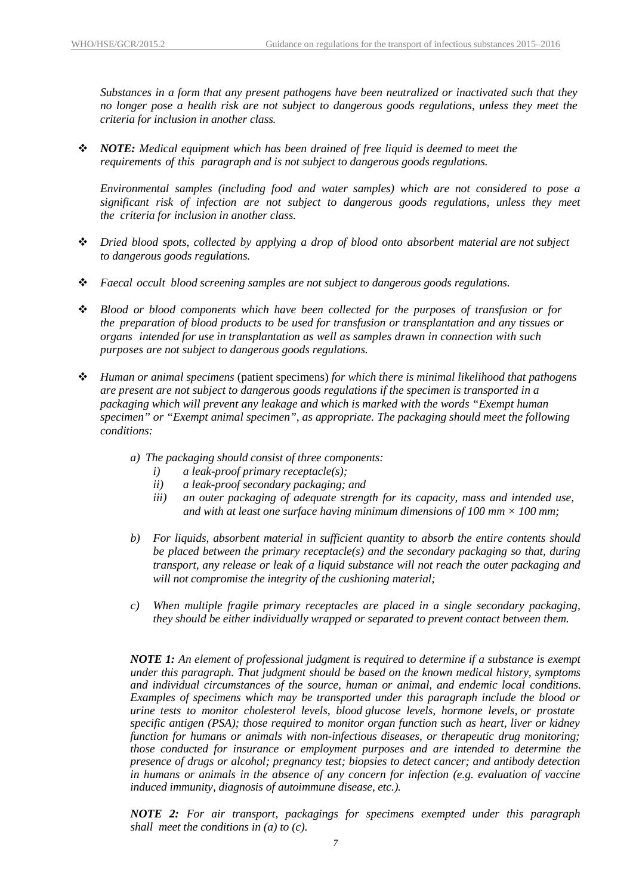*Substances in a form that any present pathogens have been neutralized or inactivated such that they no longer pose a health risk are not subject to dangerous goods regulations, unless they meet the criteria for inclusion in another class.*

- ***NOTE:*** *Medical equipment which has been drained of free liquid is deemed to meet the requirements of this paragraph and is not subject to dangerous goods regulations.*

  *Environmental samples (including food and water samples) which are not considered to pose a significant risk of infection are not subject to dangerous goods regulations, unless they meet the criteria for inclusion in another class.*

- *Dried blood spots, collected by applying a drop of blood onto absorbent material are not subject to dangerous goods regulations.*

- *Faecal occult blood screening samples are not subject to dangerous goods regulations.*

- *Blood or blood components which have been collected for the purposes of transfusion or for the preparation of blood products to be used for transfusion or transplantation and any tissues or organs intended for use in transplantation as well as samples drawn in connection with such purposes are not subject to dangerous goods regulations.*

- *Human or animal specimens* (patient specimens) *for which there is minimal likelihood that pathogens are present are not subject to dangerous goods regulations if the specimen is transported in a packaging which will prevent any leakage and which is marked with the words "Exempt human specimen" or "Exempt animal specimen", as appropriate. The packaging should meet the following conditions:*

  *a) The packaging should consist of three components:*
  - *i) a leak-proof primary receptacle(s);*
  - *ii) a leak-proof secondary packaging; and*
  - *iii) an outer packaging of adequate strength for its capacity, mass and intended use, and with at least one surface having minimum dimensions of 100 mm × 100 mm;*

  *b) For liquids, absorbent material in sufficient quantity to absorb the entire contents should be placed between the primary receptacle(s) and the secondary packaging so that, during transport, any release or leak of a liquid substance will not reach the outer packaging and will not compromise the integrity of the cushioning material;*

  *c) When multiple fragile primary receptacles are placed in a single secondary packaging, they should be either individually wrapped or separated to prevent contact between them.*

  ***NOTE 1:*** *An element of professional judgment is required to determine if a substance is exempt under this paragraph. That judgment should be based on the known medical history, symptoms and individual circumstances of the source, human or animal, and endemic local conditions. Examples of specimens which may be transported under this paragraph include the blood or urine tests to monitor cholesterol levels, blood glucose levels, hormone levels, or prostate specific antigen (PSA); those required to monitor organ function such as heart, liver or kidney function for humans or animals with non-infectious diseases, or therapeutic drug monitoring; those conducted for insurance or employment purposes and are intended to determine the presence of drugs or alcohol; pregnancy test; biopsies to detect cancer; and antibody detection in humans or animals in the absence of any concern for infection (e.g. evaluation of vaccine induced immunity, diagnosis of autoimmune disease, etc.).*

  ***NOTE 2:*** *For air transport, packagings for specimens exempted under this paragraph shall meet the conditions in (a) to (c).*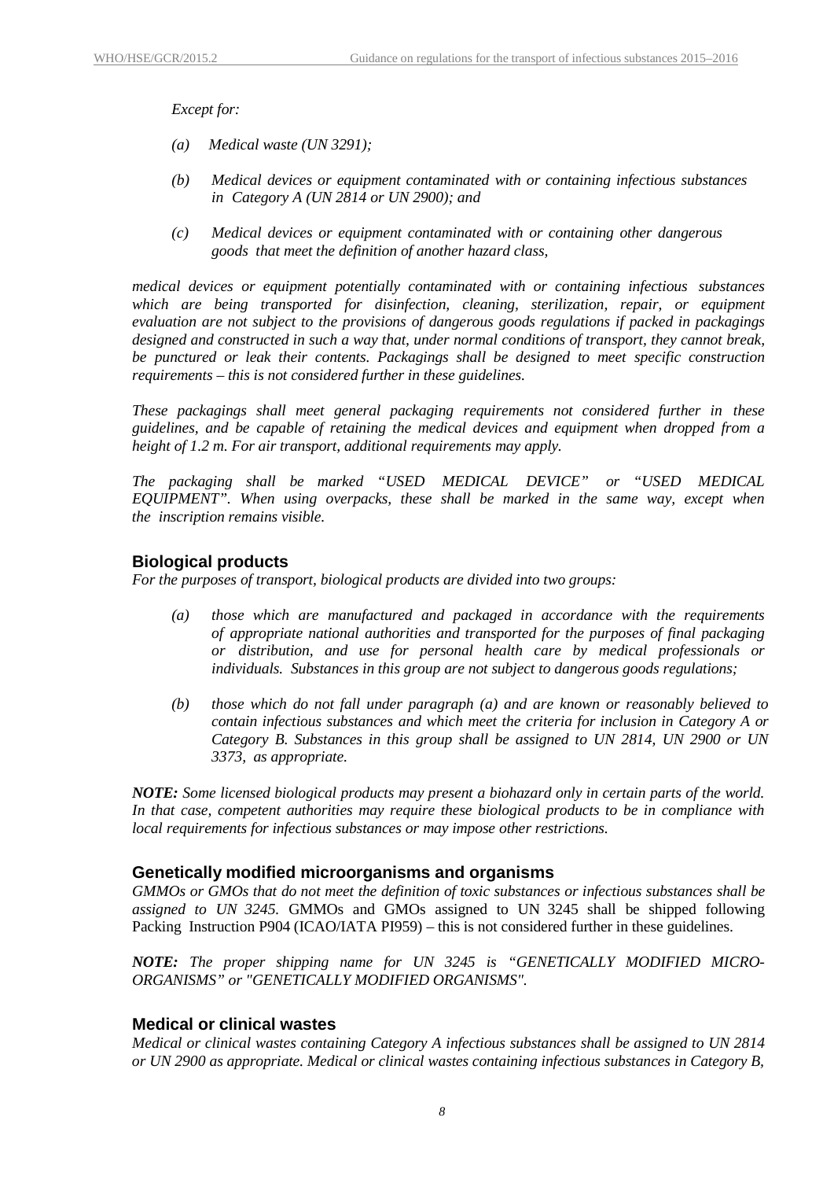*Except for:*

*(a) Medical waste (UN 3291);*

*(b) Medical devices or equipment contaminated with or containing infectious substances in Category A (UN 2814 or UN 2900); and*

*(c) Medical devices or equipment contaminated with or containing other dangerous goods that meet the definition of another hazard class,*

*medical devices or equipment potentially contaminated with or containing infectious substances which are being transported for disinfection, cleaning, sterilization, repair, or equipment evaluation are not subject to the provisions of dangerous goods regulations if packed in packagings designed and constructed in such a way that, under normal conditions of transport, they cannot break, be punctured or leak their contents. Packagings shall be designed to meet specific construction requirements – this is not considered further in these guidelines.*

*These packagings shall meet general packaging requirements not considered further in these guidelines, and be capable of retaining the medical devices and equipment when dropped from a height of 1.2 m. For air transport, additional requirements may apply.*

*The packaging shall be marked "USED MEDICAL DEVICE" or "USED MEDICAL EQUIPMENT". When using overpacks, these shall be marked in the same way, except when the inscription remains visible.*

## Biological products

*For the purposes of transport, biological products are divided into two groups:*

*(a) those which are manufactured and packaged in accordance with the requirements of appropriate national authorities and transported for the purposes of final packaging or distribution, and use for personal health care by medical professionals or individuals. Substances in this group are not subject to dangerous goods regulations;*

*(b) those which do not fall under paragraph (a) and are known or reasonably believed to contain infectious substances and which meet the criteria for inclusion in Category A or Category B. Substances in this group shall be assigned to UN 2814, UN 2900 or UN 3373, as appropriate.*

***NOTE:** Some licensed biological products may present a biohazard only in certain parts of the world. In that case, competent authorities may require these biological products to be in compliance with local requirements for infectious substances or may impose other restrictions.*

## Genetically modified microorganisms and organisms

*GMMOs or GMOs that do not meet the definition of toxic substances or infectious substances shall be assigned to UN 3245.* GMMOs and GMOs assigned to UN 3245 shall be shipped following Packing Instruction P904 (ICAO/IATA PI959) – this is not considered further in these guidelines.

***NOTE:** The proper shipping name for UN 3245 is "GENETICALLY MODIFIED MICRO-ORGANISMS" or "GENETICALLY MODIFIED ORGANISMS".*

## Medical or clinical wastes

*Medical or clinical wastes containing Category A infectious substances shall be assigned to UN 2814 or UN 2900 as appropriate. Medical or clinical wastes containing infectious substances in Category B,*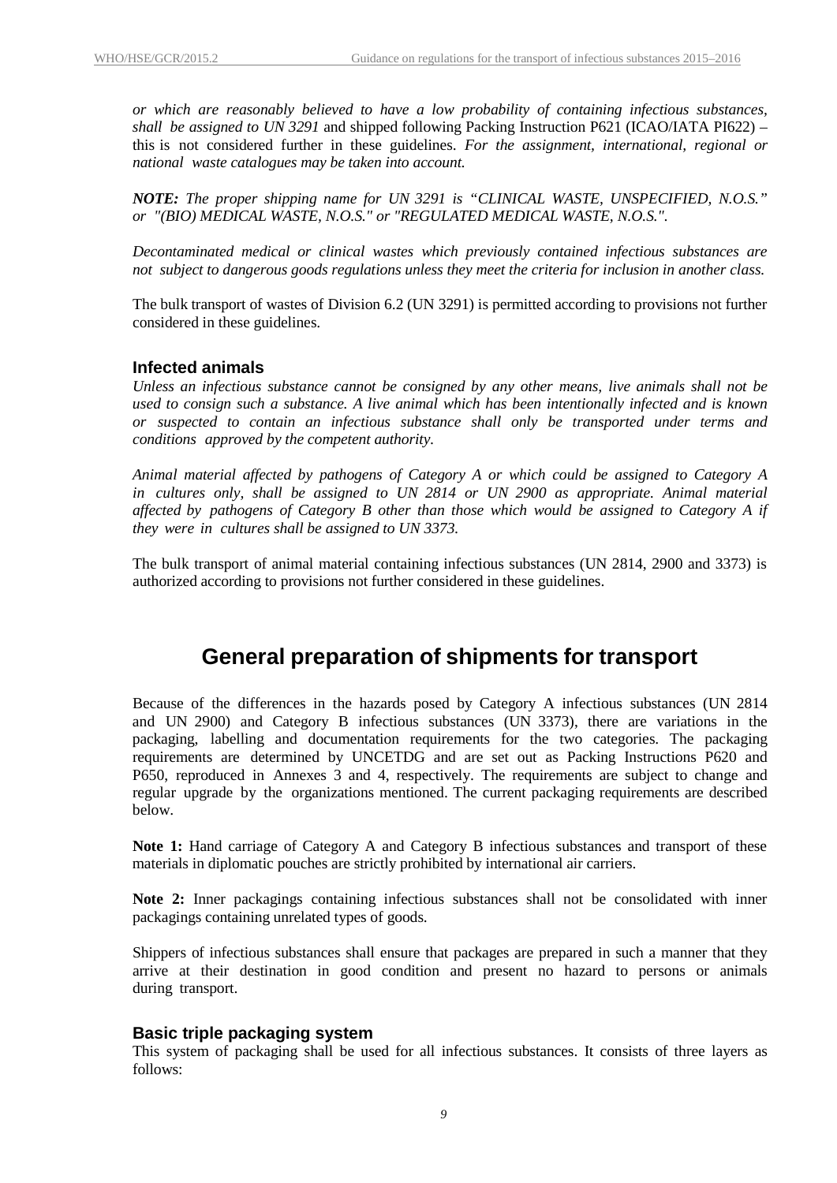*or which are reasonably believed to have a low probability of containing infectious substances, shall be assigned to UN 3291* and shipped following Packing Instruction P621 (ICAO/IATA PI622) – this is not considered further in these guidelines. *For the assignment, international, regional or national waste catalogues may be taken into account.*

***NOTE:*** *The proper shipping name for UN 3291 is "CLINICAL WASTE, UNSPECIFIED, N.O.S." or "(BIO) MEDICAL WASTE, N.O.S." or "REGULATED MEDICAL WASTE, N.O.S.".*

*Decontaminated medical or clinical wastes which previously contained infectious substances are not subject to dangerous goods regulations unless they meet the criteria for inclusion in another class.*

The bulk transport of wastes of Division 6.2 (UN 3291) is permitted according to provisions not further considered in these guidelines.

### Infected animals

*Unless an infectious substance cannot be consigned by any other means, live animals shall not be used to consign such a substance. A live animal which has been intentionally infected and is known or suspected to contain an infectious substance shall only be transported under terms and conditions approved by the competent authority.*

*Animal material affected by pathogens of Category A or which could be assigned to Category A in cultures only, shall be assigned to UN 2814 or UN 2900 as appropriate. Animal material affected by pathogens of Category B other than those which would be assigned to Category A if they were in cultures shall be assigned to UN 3373.*

The bulk transport of animal material containing infectious substances (UN 2814, 2900 and 3373) is authorized according to provisions not further considered in these guidelines.

## General preparation of shipments for transport

Because of the differences in the hazards posed by Category A infectious substances (UN 2814 and UN 2900) and Category B infectious substances (UN 3373), there are variations in the packaging, labelling and documentation requirements for the two categories. The packaging requirements are determined by UNCETDG and are set out as Packing Instructions P620 and P650, reproduced in Annexes 3 and 4, respectively. The requirements are subject to change and regular upgrade by the organizations mentioned. The current packaging requirements are described below.

**Note 1:** Hand carriage of Category A and Category B infectious substances and transport of these materials in diplomatic pouches are strictly prohibited by international air carriers.

**Note 2:** Inner packagings containing infectious substances shall not be consolidated with inner packagings containing unrelated types of goods.

Shippers of infectious substances shall ensure that packages are prepared in such a manner that they arrive at their destination in good condition and present no hazard to persons or animals during transport.

### Basic triple packaging system

This system of packaging shall be used for all infectious substances. It consists of three layers as follows: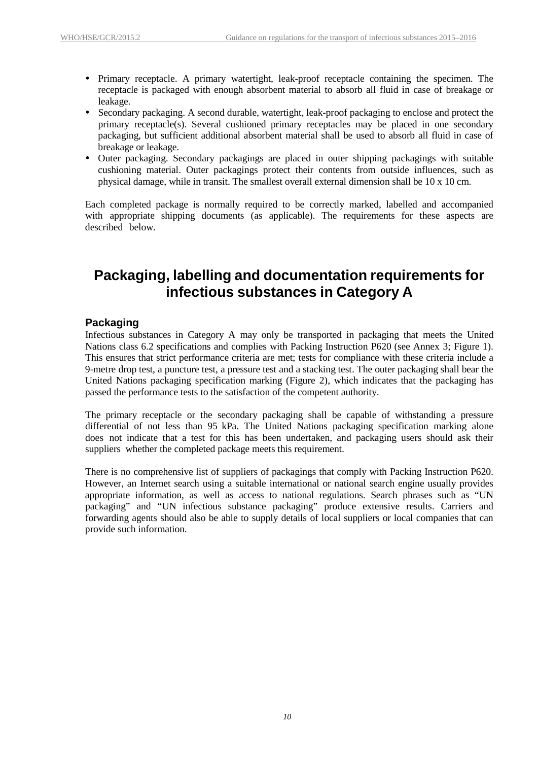- Primary receptacle. A primary watertight, leak-proof receptacle containing the specimen. The receptacle is packaged with enough absorbent material to absorb all fluid in case of breakage or leakage.
- Secondary packaging. A second durable, watertight, leak-proof packaging to enclose and protect the primary receptacle(s). Several cushioned primary receptacles may be placed in one secondary packaging, but sufficient additional absorbent material shall be used to absorb all fluid in case of breakage or leakage.
- Outer packaging. Secondary packagings are placed in outer shipping packagings with suitable cushioning material. Outer packagings protect their contents from outside influences, such as physical damage, while in transit. The smallest overall external dimension shall be 10 x 10 cm.

Each completed package is normally required to be correctly marked, labelled and accompanied with appropriate shipping documents (as applicable). The requirements for these aspects are described below.

# Packaging, labelling and documentation requirements for infectious substances in Category A

## Packaging

Infectious substances in Category A may only be transported in packaging that meets the United Nations class 6.2 specifications and complies with Packing Instruction P620 (see Annex 3; Figure 1). This ensures that strict performance criteria are met; tests for compliance with these criteria include a 9-metre drop test, a puncture test, a pressure test and a stacking test. The outer packaging shall bear the United Nations packaging specification marking (Figure 2), which indicates that the packaging has passed the performance tests to the satisfaction of the competent authority.

The primary receptacle or the secondary packaging shall be capable of withstanding a pressure differential of not less than 95 kPa. The United Nations packaging specification marking alone does not indicate that a test for this has been undertaken, and packaging users should ask their suppliers whether the completed package meets this requirement.

There is no comprehensive list of suppliers of packagings that comply with Packing Instruction P620. However, an Internet search using a suitable international or national search engine usually provides appropriate information, as well as access to national regulations. Search phrases such as "UN packaging" and "UN infectious substance packaging" produce extensive results. Carriers and forwarding agents should also be able to supply details of local suppliers or local companies that can provide such information.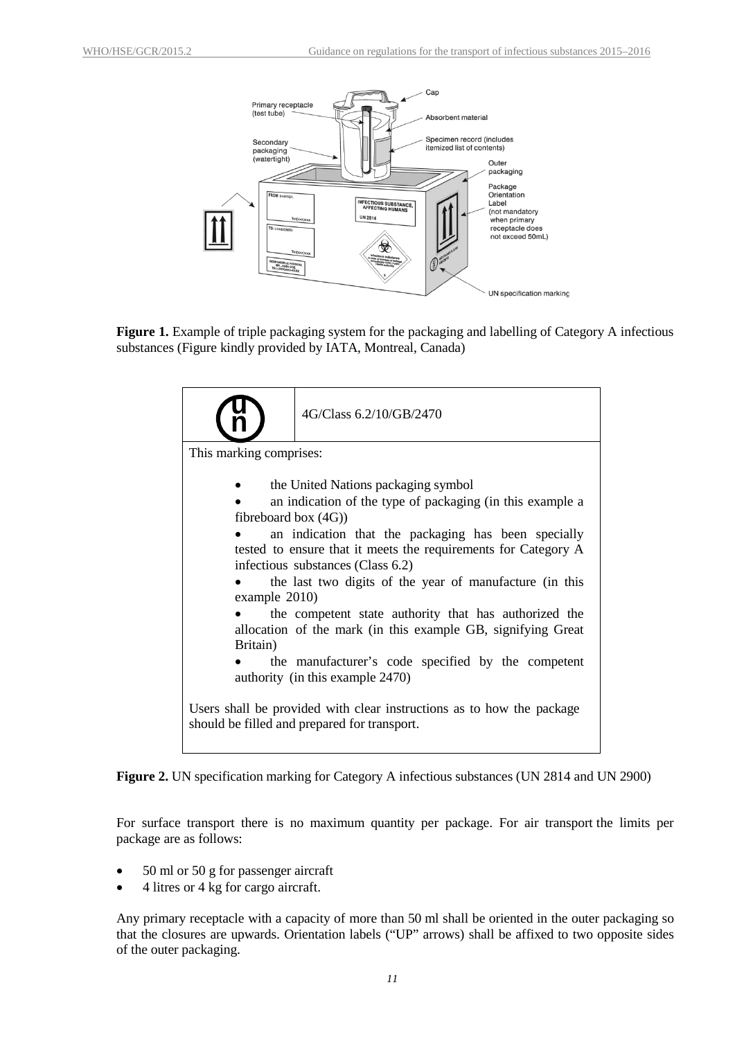**Figure 1.** Example of triple packaging system for the packaging and labelling of Category A infectious substances (Figure kindly provided by IATA, Montreal, Canada)

| (UN symbol) | 4G/Class 6.2/10/GB/2470 |
|---|---|
| This marking comprises:<br><br>• the United Nations packaging symbol<br>• an indication of the type of packaging (in this example a fibreboard box (4G))<br>• an indication that the packaging has been specially tested to ensure that it meets the requirements for Category A infectious substances (Class 6.2)<br>• the last two digits of the year of manufacture (in this example 2010)<br>• the competent state authority that has authorized the allocation of the mark (in this example GB, signifying Great Britain)<br>• the manufacturer's code specified by the competent authority (in this example 2470)<br><br>Users shall be provided with clear instructions as to how the package should be filled and prepared for transport. | |

**Figure 2.** UN specification marking for Category A infectious substances (UN 2814 and UN 2900)

For surface transport there is no maximum quantity per package. For air transport the limits per package are as follows:

- 50 ml or 50 g for passenger aircraft
- 4 litres or 4 kg for cargo aircraft.

Any primary receptacle with a capacity of more than 50 ml shall be oriented in the outer packaging so that the closures are upwards. Orientation labels ("UP" arrows) shall be affixed to two opposite sides of the outer packaging.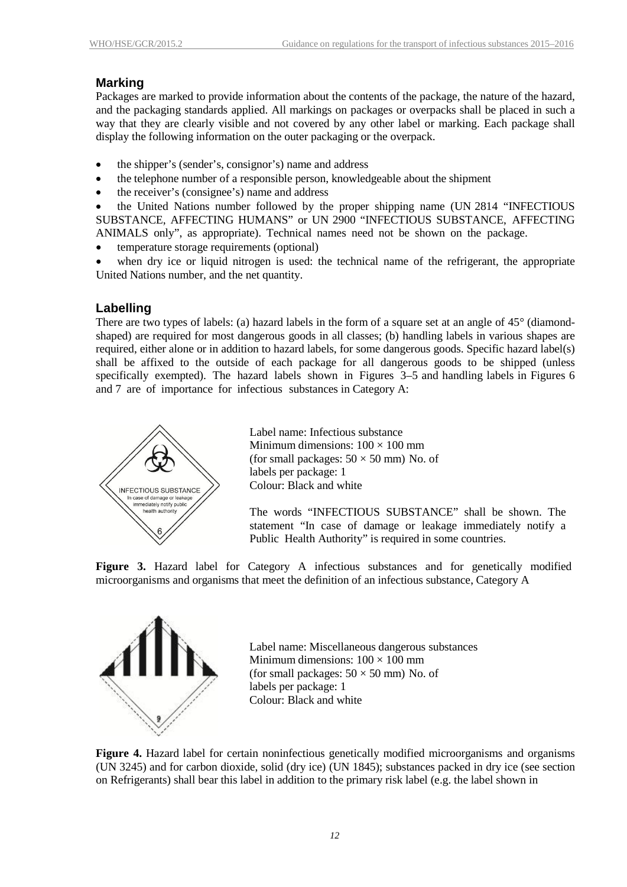## Marking

Packages are marked to provide information about the contents of the package, the nature of the hazard, and the packaging standards applied. All markings on packages or overpacks shall be placed in such a way that they are clearly visible and not covered by any other label or marking. Each package shall display the following information on the outer packaging or the overpack.

- the shipper's (sender's, consignor's) name and address
- the telephone number of a responsible person, knowledgeable about the shipment
- the receiver's (consignee's) name and address
- the United Nations number followed by the proper shipping name (UN 2814 "INFECTIOUS SUBSTANCE, AFFECTING HUMANS" or UN 2900 "INFECTIOUS SUBSTANCE, AFFECTING ANIMALS only", as appropriate). Technical names need not be shown on the package.
- temperature storage requirements (optional)
- when dry ice or liquid nitrogen is used: the technical name of the refrigerant, the appropriate United Nations number, and the net quantity.

## Labelling

There are two types of labels: (a) hazard labels in the form of a square set at an angle of 45° (diamond-shaped) are required for most dangerous goods in all classes; (b) handling labels in various shapes are required, either alone or in addition to hazard labels, for some dangerous goods. Specific hazard label(s) shall be affixed to the outside of each package for all dangerous goods to be shipped (unless specifically exempted). The hazard labels shown in Figures 3–5 and handling labels in Figures 6 and 7 are of importance for infectious substances in Category A:

INFECTIOUS SUBSTANCE
In case of damage or leakage immediately notify public health authority
6

Label name: Infectious substance
Minimum dimensions: 100 × 100 mm
(for small packages: 50 × 50 mm) No. of labels per package: 1
Colour: Black and white

The words "INFECTIOUS SUBSTANCE" shall be shown. The statement "In case of damage or leakage immediately notify a Public Health Authority" is required in some countries.

**Figure 3.** Hazard label for Category A infectious substances and for genetically modified microorganisms and organisms that meet the definition of an infectious substance, Category A

9

Label name: Miscellaneous dangerous substances
Minimum dimensions: 100 × 100 mm
(for small packages: 50 × 50 mm) No. of labels per package: 1
Colour: Black and white

**Figure 4.** Hazard label for certain noninfectious genetically modified microorganisms and organisms (UN 3245) and for carbon dioxide, solid (dry ice) (UN 1845); substances packed in dry ice (see section on Refrigerants) shall bear this label in addition to the primary risk label (e.g. the label shown in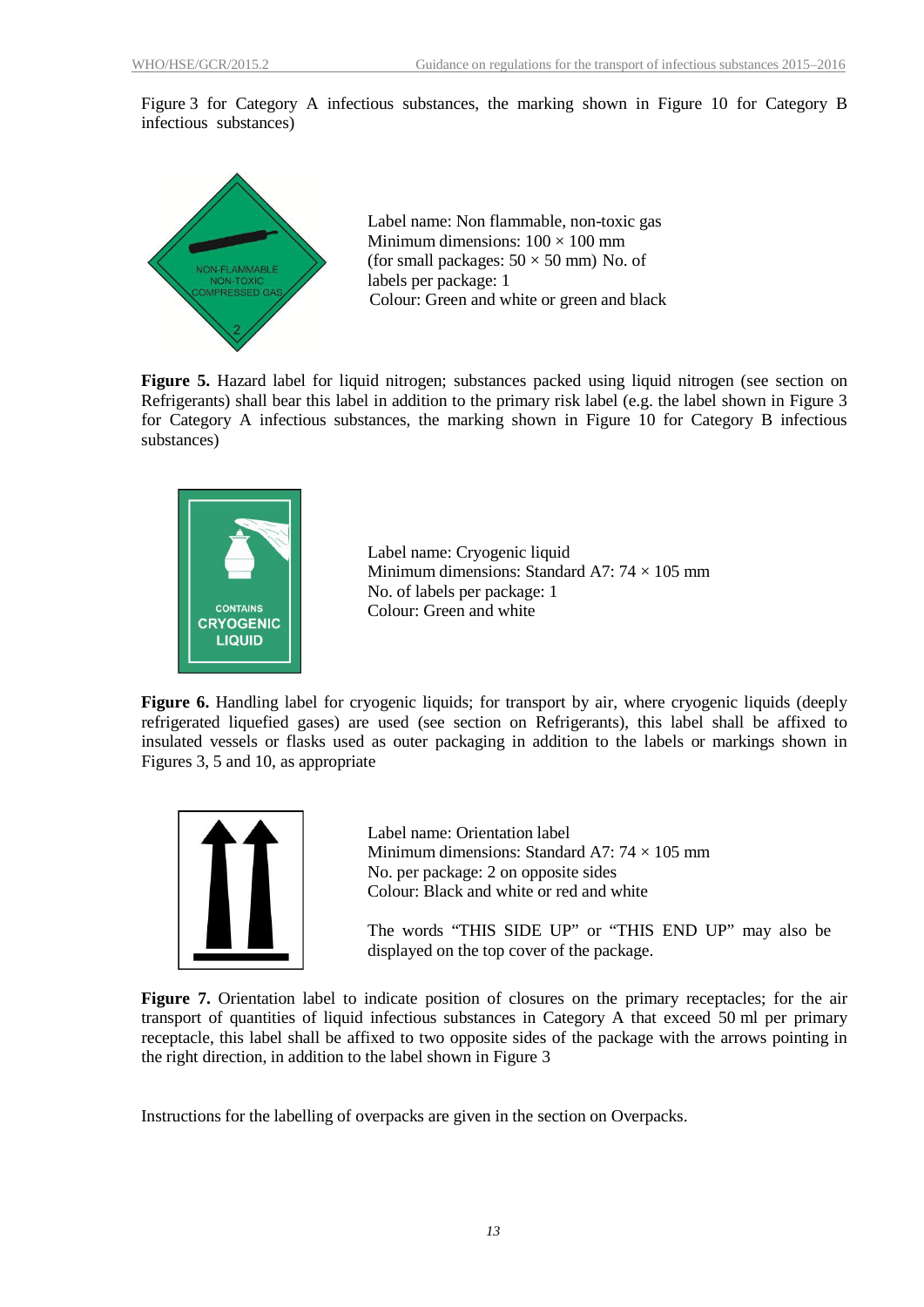Figure 3 for Category A infectious substances, the marking shown in Figure 10 for Category B infectious substances)

Label name: Non flammable, non-toxic gas
Minimum dimensions: 100 × 100 mm
(for small packages: 50 × 50 mm) No. of labels per package: 1
Colour: Green and white or green and black

**Figure 5.** Hazard label for liquid nitrogen; substances packed using liquid nitrogen (see section on Refrigerants) shall bear this label in addition to the primary risk label (e.g. the label shown in Figure 3 for Category A infectious substances, the marking shown in Figure 10 for Category B infectious substances)

Label name: Cryogenic liquid
Minimum dimensions: Standard A7: 74 × 105 mm
No. of labels per package: 1
Colour: Green and white

**Figure 6.** Handling label for cryogenic liquids; for transport by air, where cryogenic liquids (deeply refrigerated liquefied gases) are used (see section on Refrigerants), this label shall be affixed to insulated vessels or flasks used as outer packaging in addition to the labels or markings shown in Figures 3, 5 and 10, as appropriate

Label name: Orientation label
Minimum dimensions: Standard A7: 74 × 105 mm
No. per package: 2 on opposite sides
Colour: Black and white or red and white

The words "THIS SIDE UP" or "THIS END UP" may also be displayed on the top cover of the package.

**Figure 7.** Orientation label to indicate position of closures on the primary receptacles; for the air transport of quantities of liquid infectious substances in Category A that exceed 50 ml per primary receptacle, this label shall be affixed to two opposite sides of the package with the arrows pointing in the right direction, in addition to the label shown in Figure 3

Instructions for the labelling of overpacks are given in the section on Overpacks.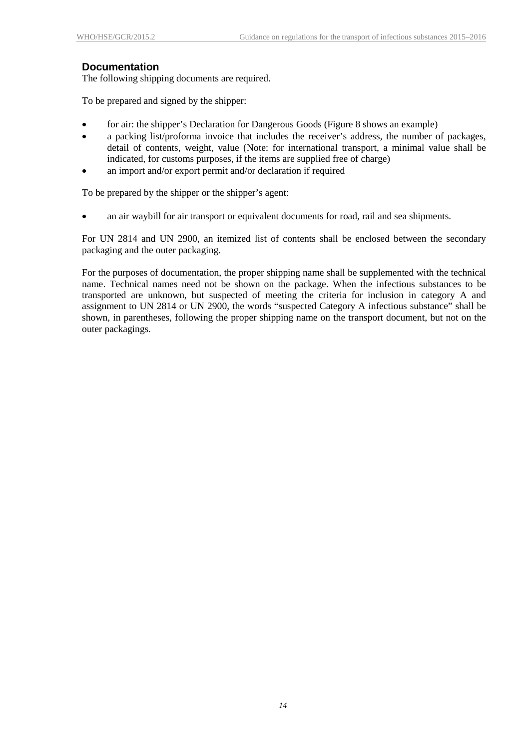## Documentation

The following shipping documents are required.

To be prepared and signed by the shipper:

- for air: the shipper's Declaration for Dangerous Goods (Figure 8 shows an example)
- a packing list/proforma invoice that includes the receiver's address, the number of packages, detail of contents, weight, value (Note: for international transport, a minimal value shall be indicated, for customs purposes, if the items are supplied free of charge)
- an import and/or export permit and/or declaration if required

To be prepared by the shipper or the shipper's agent:

- an air waybill for air transport or equivalent documents for road, rail and sea shipments.

For UN 2814 and UN 2900, an itemized list of contents shall be enclosed between the secondary packaging and the outer packaging.

For the purposes of documentation, the proper shipping name shall be supplemented with the technical name. Technical names need not be shown on the package. When the infectious substances to be transported are unknown, but suspected of meeting the criteria for inclusion in category A and assignment to UN 2814 or UN 2900, the words "suspected Category A infectious substance" shall be shown, in parentheses, following the proper shipping name on the transport document, but not on the outer packagings.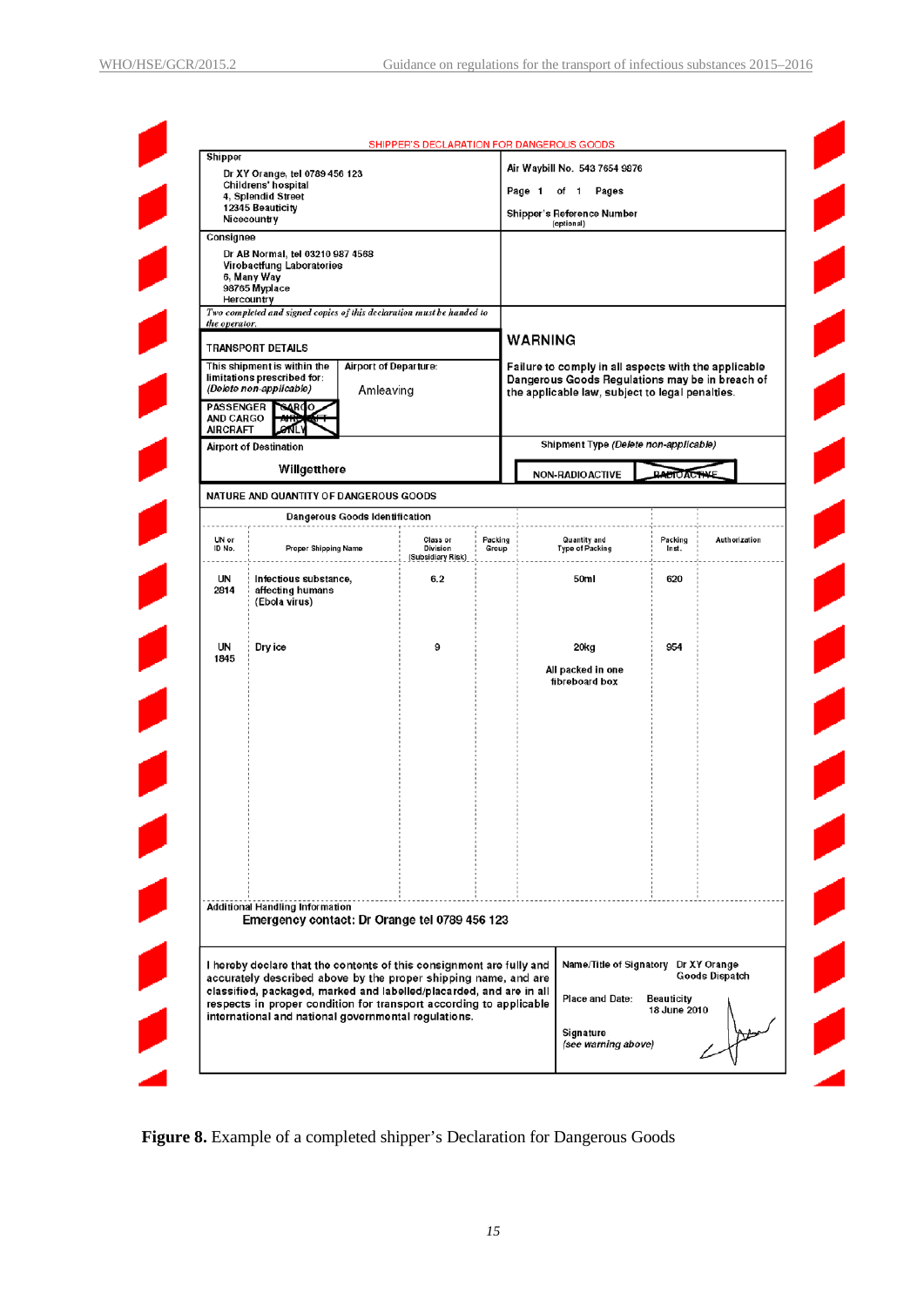SHIPPER'S DECLARATION FOR DANGEROUS GOODS

| Shipper | |
|---|---|
| Dr XY Orange, tel 0789 456 123<br>Childrens' hospital<br>4, Splendid Street<br>12345 Beauticity<br>Nicecountry | Air Waybill No. 543 7654 9876<br>Page 1 of 1 Pages<br>Shipper's Reference Number (optional) |
| **Consignee**<br>Dr AB Normal, tel 03210 987 4568<br>Virobactfung Laboratories<br>6, Many Way<br>98765 Myplace<br>Hercountry | |
| *Two completed and signed copies of this declaration must be handed to the operator.* | **WARNING**<br>Failure to comply in all aspects with the applicable Dangerous Goods Regulations may be in breach of the applicable law, subject to legal penalties. |

**TRANSPORT DETAILS**

| This shipment is within the limitations prescribed for: *(Delete non-applicable)* | Airport of Departure: |
|---|---|
| PASSENGER AND CARGO AIRCRAFT / ~~CARGO AIRCRAFT ONLY~~ | Amleaving |

| Airport of Destination | Shipment Type *(Delete non-applicable)* |
|---|---|
| Willgetthere | NON-RADIOACTIVE / ~~RADIOACTIVE~~ |

**NATURE AND QUANTITY OF DANGEROUS GOODS**

Dangerous Goods Identification

| UN or ID No. | Proper Shipping Name | Class or Division (Subsidiary Risk) | Packing Group | Quantity and Type of Packing | Packing Inst. | Authorization |
|---|---|---|---|---|---|---|
| UN 2814 | Infectious substance, affecting humans (Ebola virus) | 6.2 | | 50ml | 620 | |
| UN 1845 | Dry ice | 9 | | 20kg<br>All packed in one fibreboard box | 954 | |

Additional Handling Information

Emergency contact: Dr Orange tel 0789 456 123

| | |
|---|---|
| I hereby declare that the contents of this consignment are fully and accurately described above by the proper shipping name, and are classified, packaged, marked and labelled/placarded, and are in all respects in proper condition for transport according to applicable international and national governmental regulations. | Name/Title of Signatory: Dr XY Orange, Goods Dispatch<br>Place and Date: Beauticity, 18 June 2010<br>Signature *(see warning above)* |

**Figure 8.** Example of a completed shipper's Declaration for Dangerous Goods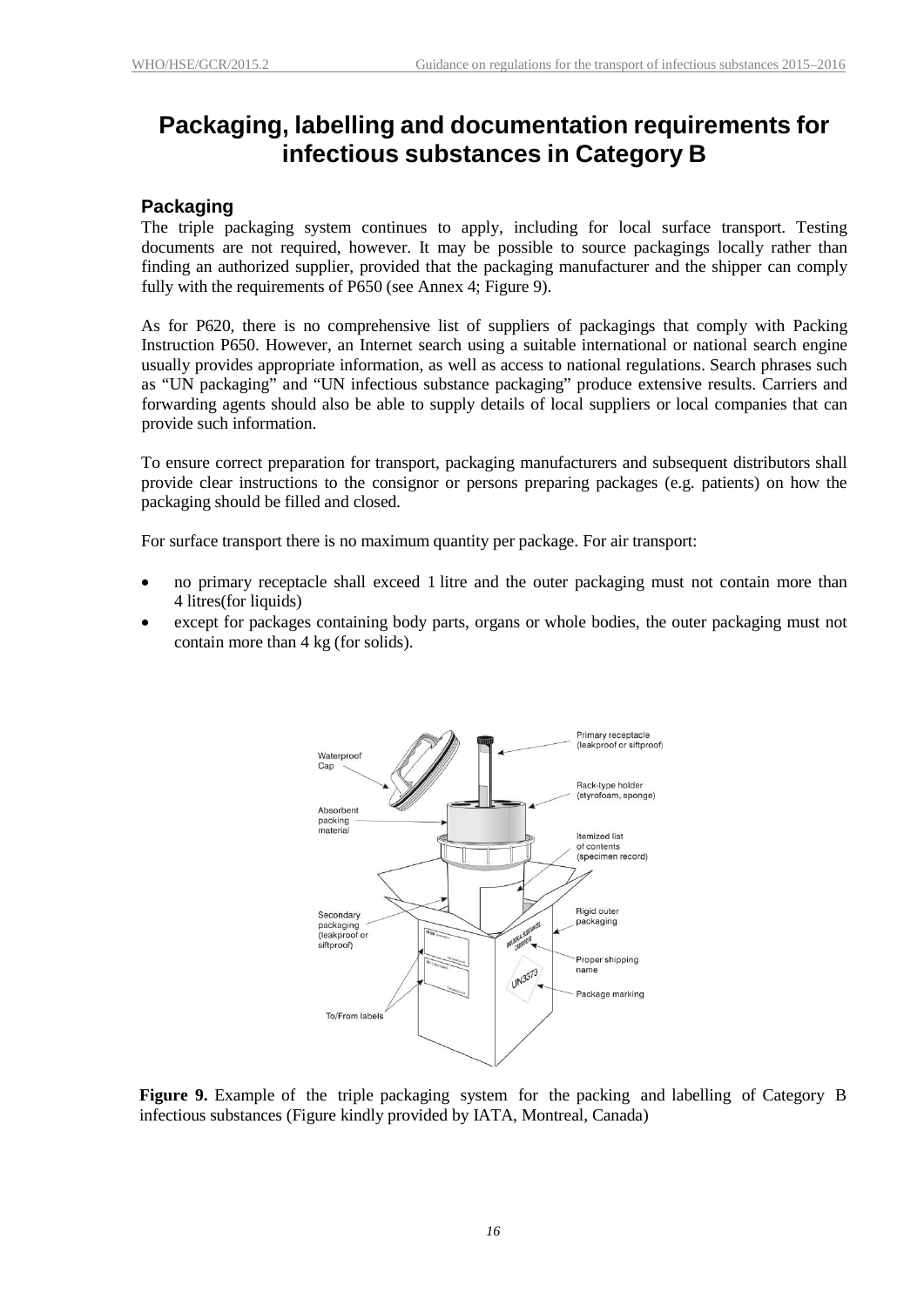# Packaging, labelling and documentation requirements for infectious substances in Category B

## Packaging

The triple packaging system continues to apply, including for local surface transport. Testing documents are not required, however. It may be possible to source packagings locally rather than finding an authorized supplier, provided that the packaging manufacturer and the shipper can comply fully with the requirements of P650 (see Annex 4; Figure 9).

As for P620, there is no comprehensive list of suppliers of packagings that comply with Packing Instruction P650. However, an Internet search using a suitable international or national search engine usually provides appropriate information, as well as access to national regulations. Search phrases such as "UN packaging" and "UN infectious substance packaging" produce extensive results. Carriers and forwarding agents should also be able to supply details of local suppliers or local companies that can provide such information.

To ensure correct preparation for transport, packaging manufacturers and subsequent distributors shall provide clear instructions to the consignor or persons preparing packages (e.g. patients) on how the packaging should be filled and closed.

For surface transport there is no maximum quantity per package. For air transport:

- no primary receptacle shall exceed 1 litre and the outer packaging must not contain more than 4 litres(for liquids)
- except for packages containing body parts, organs or whole bodies, the outer packaging must not contain more than 4 kg (for solids).

**Figure 9.** Example of the triple packaging system for the packing and labelling of Category B infectious substances (Figure kindly provided by IATA, Montreal, Canada)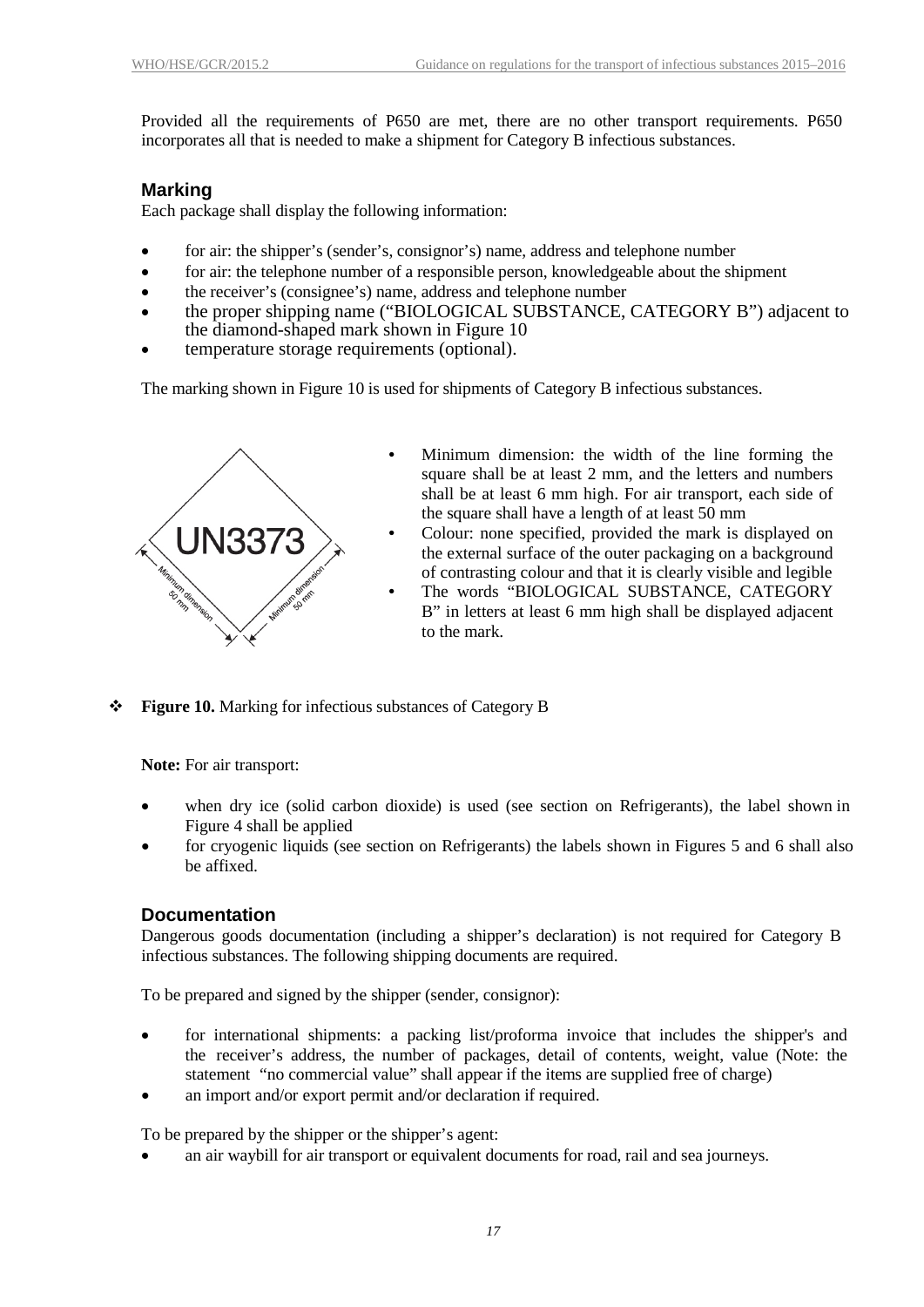Provided all the requirements of P650 are met, there are no other transport requirements. P650 incorporates all that is needed to make a shipment for Category B infectious substances.

### Marking

Each package shall display the following information:

- for air: the shipper's (sender's, consignor's) name, address and telephone number
- for air: the telephone number of a responsible person, knowledgeable about the shipment
- the receiver's (consignee's) name, address and telephone number
- the proper shipping name ("BIOLOGICAL SUBSTANCE, CATEGORY B") adjacent to the diamond-shaped mark shown in Figure 10
- temperature storage requirements (optional).

The marking shown in Figure 10 is used for shipments of Category B infectious substances.

- Minimum dimension: the width of the line forming the square shall be at least 2 mm, and the letters and numbers shall be at least 6 mm high. For air transport, each side of the square shall have a length of at least 50 mm
- Colour: none specified, provided the mark is displayed on the external surface of the outer packaging on a background of contrasting colour and that it is clearly visible and legible
- The words "BIOLOGICAL SUBSTANCE, CATEGORY B" in letters at least 6 mm high shall be displayed adjacent to the mark.

❖ **Figure 10.** Marking for infectious substances of Category B

**Note:** For air transport:

- when dry ice (solid carbon dioxide) is used (see section on Refrigerants), the label shown in Figure 4 shall be applied
- for cryogenic liquids (see section on Refrigerants) the labels shown in Figures 5 and 6 shall also be affixed.

### Documentation

Dangerous goods documentation (including a shipper's declaration) is not required for Category B infectious substances. The following shipping documents are required.

To be prepared and signed by the shipper (sender, consignor):

- for international shipments: a packing list/proforma invoice that includes the shipper's and the receiver's address, the number of packages, detail of contents, weight, value (Note: the statement "no commercial value" shall appear if the items are supplied free of charge)
- an import and/or export permit and/or declaration if required.

To be prepared by the shipper or the shipper's agent:

- an air waybill for air transport or equivalent documents for road, rail and sea journeys.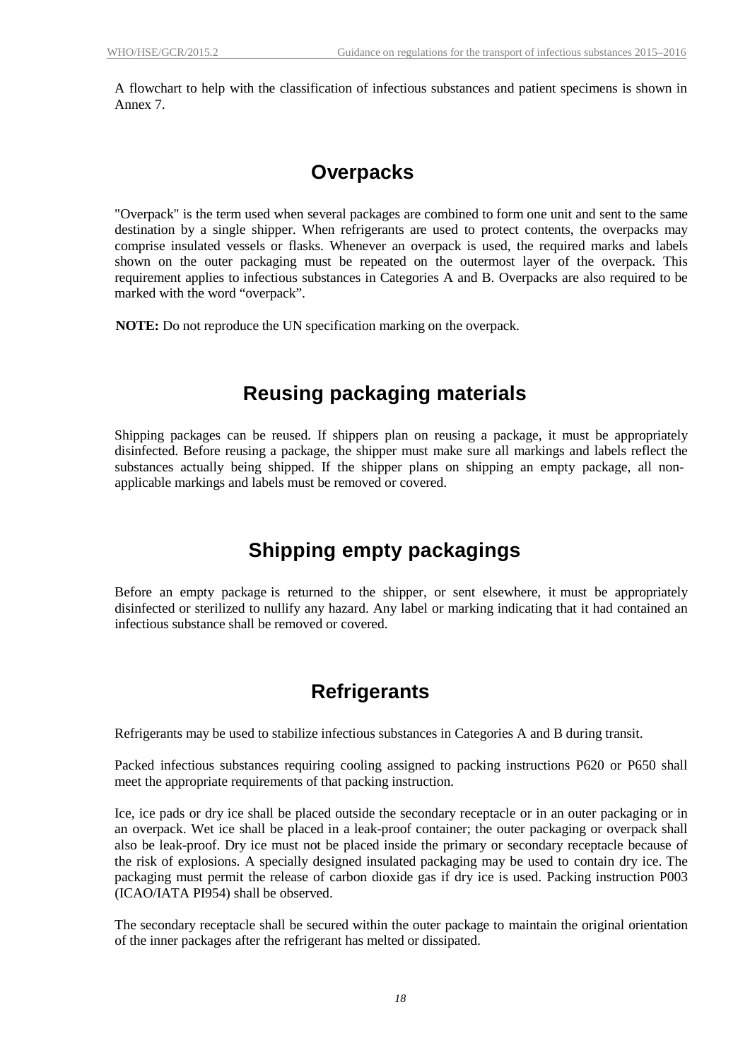A flowchart to help with the classification of infectious substances and patient specimens is shown in Annex 7.

## Overpacks

"Overpack" is the term used when several packages are combined to form one unit and sent to the same destination by a single shipper. When refrigerants are used to protect contents, the overpacks may comprise insulated vessels or flasks. Whenever an overpack is used, the required marks and labels shown on the outer packaging must be repeated on the outermost layer of the overpack. This requirement applies to infectious substances in Categories A and B. Overpacks are also required to be marked with the word “overpack”.

**NOTE:** Do not reproduce the UN specification marking on the overpack.

## Reusing packaging materials

Shipping packages can be reused. If shippers plan on reusing a package, it must be appropriately disinfected. Before reusing a package, the shipper must make sure all markings and labels reflect the substances actually being shipped. If the shipper plans on shipping an empty package, all non-applicable markings and labels must be removed or covered.

## Shipping empty packagings

Before an empty package is returned to the shipper, or sent elsewhere, it must be appropriately disinfected or sterilized to nullify any hazard. Any label or marking indicating that it had contained an infectious substance shall be removed or covered.

## Refrigerants

Refrigerants may be used to stabilize infectious substances in Categories A and B during transit.

Packed infectious substances requiring cooling assigned to packing instructions P620 or P650 shall meet the appropriate requirements of that packing instruction.

Ice, ice pads or dry ice shall be placed outside the secondary receptacle or in an outer packaging or in an overpack. Wet ice shall be placed in a leak-proof container; the outer packaging or overpack shall also be leak-proof. Dry ice must not be placed inside the primary or secondary receptacle because of the risk of explosions. A specially designed insulated packaging may be used to contain dry ice. The packaging must permit the release of carbon dioxide gas if dry ice is used. Packing instruction P003 (ICAO/IATA PI954) shall be observed.

The secondary receptacle shall be secured within the outer package to maintain the original orientation of the inner packages after the refrigerant has melted or dissipated.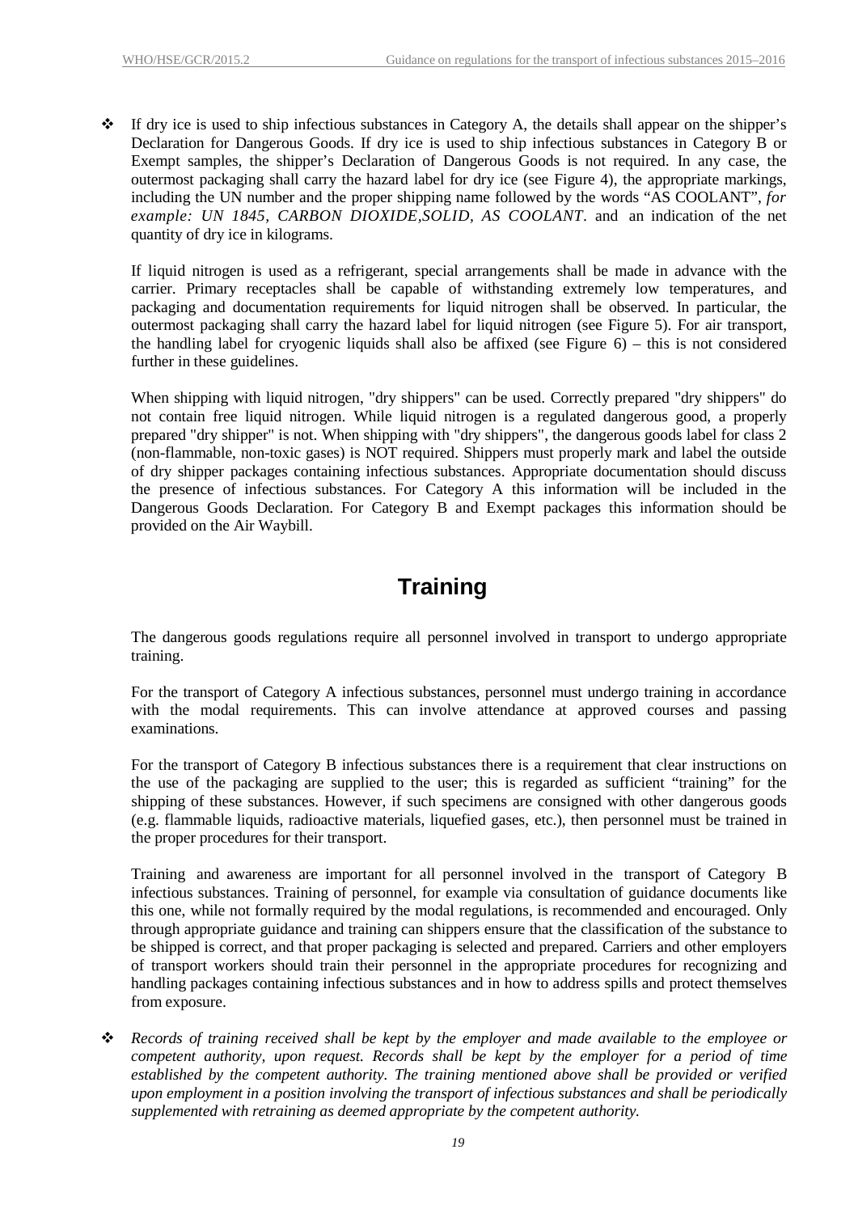- If dry ice is used to ship infectious substances in Category A, the details shall appear on the shipper's Declaration for Dangerous Goods. If dry ice is used to ship infectious substances in Category B or Exempt samples, the shipper's Declaration of Dangerous Goods is not required. In any case, the outermost packaging shall carry the hazard label for dry ice (see Figure 4), the appropriate markings, including the UN number and the proper shipping name followed by the words "AS COOLANT", *for example: UN 1845, CARBON DIOXIDE,SOLID, AS COOLANT*. and an indication of the net quantity of dry ice in kilograms.

  If liquid nitrogen is used as a refrigerant, special arrangements shall be made in advance with the carrier. Primary receptacles shall be capable of withstanding extremely low temperatures, and packaging and documentation requirements for liquid nitrogen shall be observed. In particular, the outermost packaging shall carry the hazard label for liquid nitrogen (see Figure 5). For air transport, the handling label for cryogenic liquids shall also be affixed (see Figure 6) – this is not considered further in these guidelines.

  When shipping with liquid nitrogen, "dry shippers" can be used. Correctly prepared "dry shippers" do not contain free liquid nitrogen. While liquid nitrogen is a regulated dangerous good, a properly prepared "dry shipper" is not. When shipping with "dry shippers", the dangerous goods label for class 2 (non-flammable, non-toxic gases) is NOT required. Shippers must properly mark and label the outside of dry shipper packages containing infectious substances. Appropriate documentation should discuss the presence of infectious substances. For Category A this information will be included in the Dangerous Goods Declaration. For Category B and Exempt packages this information should be provided on the Air Waybill.

# Training

The dangerous goods regulations require all personnel involved in transport to undergo appropriate training.

For the transport of Category A infectious substances, personnel must undergo training in accordance with the modal requirements. This can involve attendance at approved courses and passing examinations.

For the transport of Category B infectious substances there is a requirement that clear instructions on the use of the packaging are supplied to the user; this is regarded as sufficient "training" for the shipping of these substances. However, if such specimens are consigned with other dangerous goods (e.g. flammable liquids, radioactive materials, liquefied gases, etc.), then personnel must be trained in the proper procedures for their transport.

Training and awareness are important for all personnel involved in the transport of Category B infectious substances. Training of personnel, for example via consultation of guidance documents like this one, while not formally required by the modal regulations, is recommended and encouraged. Only through appropriate guidance and training can shippers ensure that the classification of the substance to be shipped is correct, and that proper packaging is selected and prepared. Carriers and other employers of transport workers should train their personnel in the appropriate procedures for recognizing and handling packages containing infectious substances and in how to address spills and protect themselves from exposure.

- *Records of training received shall be kept by the employer and made available to the employee or competent authority, upon request. Records shall be kept by the employer for a period of time established by the competent authority. The training mentioned above shall be provided or verified upon employment in a position involving the transport of infectious substances and shall be periodically supplemented with retraining as deemed appropriate by the competent authority.*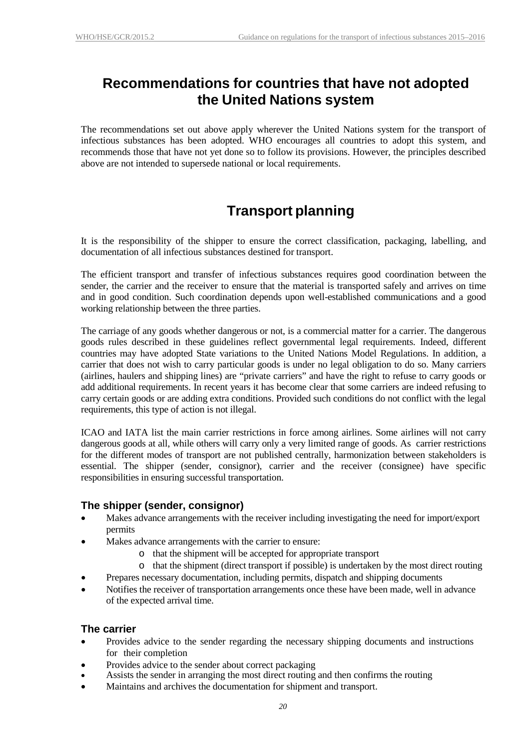# Recommendations for countries that have not adopted the United Nations system

The recommendations set out above apply wherever the United Nations system for the transport of infectious substances has been adopted. WHO encourages all countries to adopt this system, and recommends those that have not yet done so to follow its provisions. However, the principles described above are not intended to supersede national or local requirements.

# Transport planning

It is the responsibility of the shipper to ensure the correct classification, packaging, labelling, and documentation of all infectious substances destined for transport.

The efficient transport and transfer of infectious substances requires good coordination between the sender, the carrier and the receiver to ensure that the material is transported safely and arrives on time and in good condition. Such coordination depends upon well-established communications and a good working relationship between the three parties.

The carriage of any goods whether dangerous or not, is a commercial matter for a carrier. The dangerous goods rules described in these guidelines reflect governmental legal requirements. Indeed, different countries may have adopted State variations to the United Nations Model Regulations. In addition, a carrier that does not wish to carry particular goods is under no legal obligation to do so. Many carriers (airlines, haulers and shipping lines) are "private carriers" and have the right to refuse to carry goods or add additional requirements. In recent years it has become clear that some carriers are indeed refusing to carry certain goods or are adding extra conditions. Provided such conditions do not conflict with the legal requirements, this type of action is not illegal.

ICAO and IATA list the main carrier restrictions in force among airlines. Some airlines will not carry dangerous goods at all, while others will carry only a very limited range of goods. As carrier restrictions for the different modes of transport are not published centrally, harmonization between stakeholders is essential. The shipper (sender, consignor), carrier and the receiver (consignee) have specific responsibilities in ensuring successful transportation.

### The shipper (sender, consignor)

- Makes advance arrangements with the receiver including investigating the need for import/export permits
- Makes advance arrangements with the carrier to ensure:
  - that the shipment will be accepted for appropriate transport
  - that the shipment (direct transport if possible) is undertaken by the most direct routing
- Prepares necessary documentation, including permits, dispatch and shipping documents
- Notifies the receiver of transportation arrangements once these have been made, well in advance of the expected arrival time.

### The carrier

- Provides advice to the sender regarding the necessary shipping documents and instructions for their completion
- Provides advice to the sender about correct packaging
- Assists the sender in arranging the most direct routing and then confirms the routing
- Maintains and archives the documentation for shipment and transport.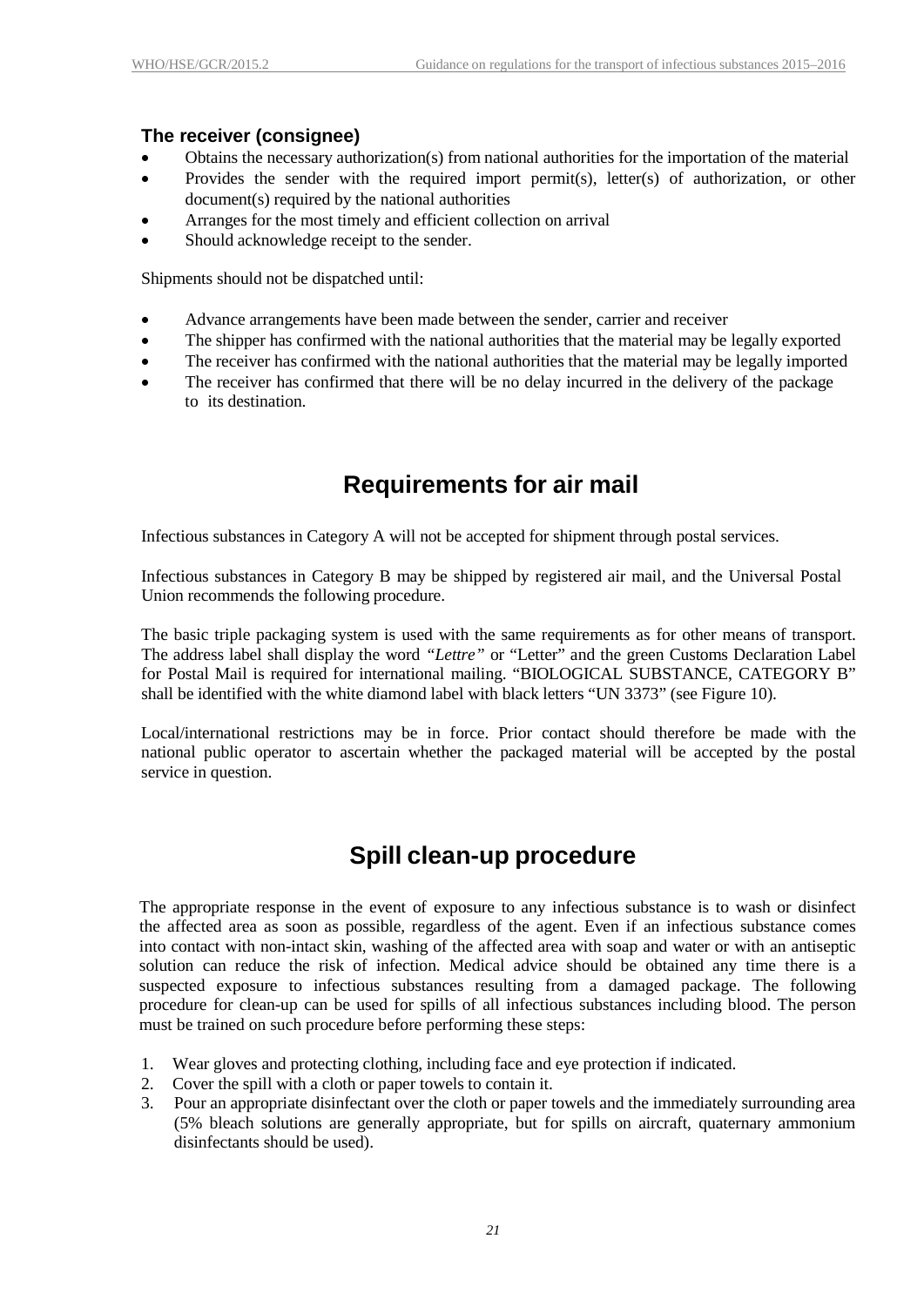### The receiver (consignee)

- Obtains the necessary authorization(s) from national authorities for the importation of the material
- Provides the sender with the required import permit(s), letter(s) of authorization, or other document(s) required by the national authorities
- Arranges for the most timely and efficient collection on arrival
- Should acknowledge receipt to the sender.

Shipments should not be dispatched until:

- Advance arrangements have been made between the sender, carrier and receiver
- The shipper has confirmed with the national authorities that the material may be legally exported
- The receiver has confirmed with the national authorities that the material may be legally imported
- The receiver has confirmed that there will be no delay incurred in the delivery of the package to its destination.

## Requirements for air mail

Infectious substances in Category A will not be accepted for shipment through postal services.

Infectious substances in Category B may be shipped by registered air mail, and the Universal Postal Union recommends the following procedure.

The basic triple packaging system is used with the same requirements as for other means of transport. The address label shall display the word *"Lettre"* or "Letter" and the green Customs Declaration Label for Postal Mail is required for international mailing. "BIOLOGICAL SUBSTANCE, CATEGORY B" shall be identified with the white diamond label with black letters "UN 3373" (see Figure 10).

Local/international restrictions may be in force. Prior contact should therefore be made with the national public operator to ascertain whether the packaged material will be accepted by the postal service in question.

## Spill clean-up procedure

The appropriate response in the event of exposure to any infectious substance is to wash or disinfect the affected area as soon as possible, regardless of the agent. Even if an infectious substance comes into contact with non-intact skin, washing of the affected area with soap and water or with an antiseptic solution can reduce the risk of infection. Medical advice should be obtained any time there is a suspected exposure to infectious substances resulting from a damaged package. The following procedure for clean-up can be used for spills of all infectious substances including blood. The person must be trained on such procedure before performing these steps:

1. Wear gloves and protecting clothing, including face and eye protection if indicated.
2. Cover the spill with a cloth or paper towels to contain it.
3. Pour an appropriate disinfectant over the cloth or paper towels and the immediately surrounding area (5% bleach solutions are generally appropriate, but for spills on aircraft, quaternary ammonium disinfectants should be used).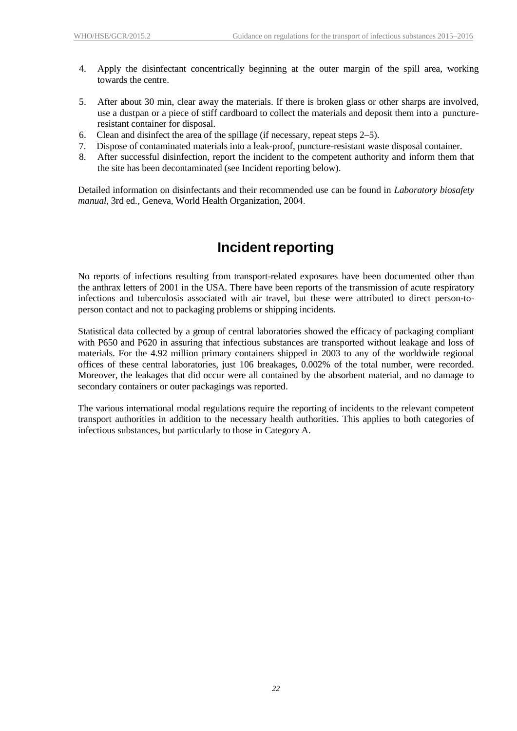4. Apply the disinfectant concentrically beginning at the outer margin of the spill area, working towards the centre.

5. After about 30 min, clear away the materials. If there is broken glass or other sharps are involved, use a dustpan or a piece of stiff cardboard to collect the materials and deposit them into a puncture-resistant container for disposal.
6. Clean and disinfect the area of the spillage (if necessary, repeat steps 2–5).
7. Dispose of contaminated materials into a leak-proof, puncture-resistant waste disposal container.
8. After successful disinfection, report the incident to the competent authority and inform them that the site has been decontaminated (see Incident reporting below).

Detailed information on disinfectants and their recommended use can be found in *Laboratory biosafety manual*, 3rd ed., Geneva, World Health Organization, 2004.

# Incident reporting

No reports of infections resulting from transport-related exposures have been documented other than the anthrax letters of 2001 in the USA. There have been reports of the transmission of acute respiratory infections and tuberculosis associated with air travel, but these were attributed to direct person-to-person contact and not to packaging problems or shipping incidents.

Statistical data collected by a group of central laboratories showed the efficacy of packaging compliant with P650 and P620 in assuring that infectious substances are transported without leakage and loss of materials. For the 4.92 million primary containers shipped in 2003 to any of the worldwide regional offices of these central laboratories, just 106 breakages, 0.002% of the total number, were recorded. Moreover, the leakages that did occur were all contained by the absorbent material, and no damage to secondary containers or outer packagings was reported.

The various international modal regulations require the reporting of incidents to the relevant competent transport authorities in addition to the necessary health authorities. This applies to both categories of infectious substances, but particularly to those in Category A.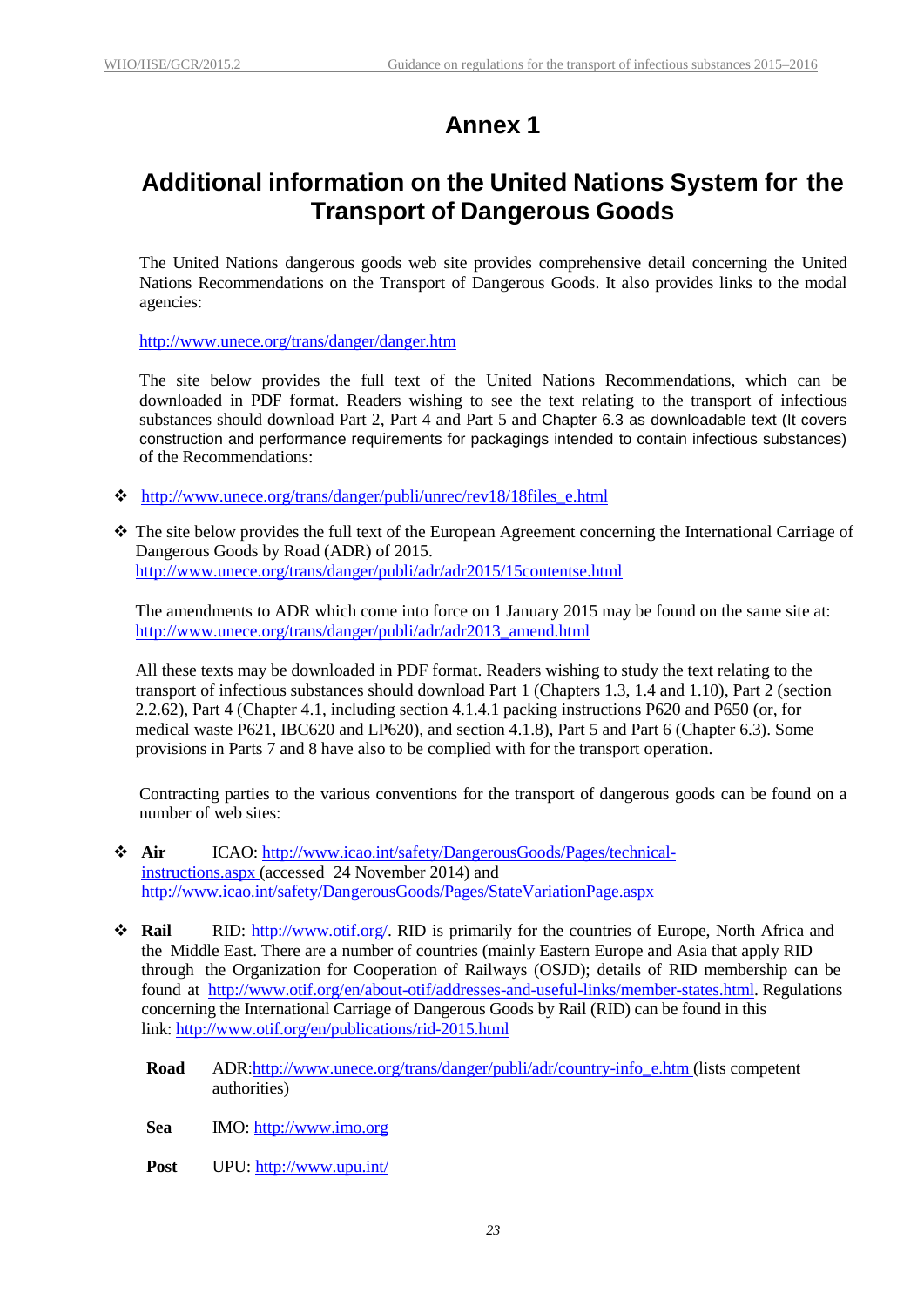# Annex 1

## Additional information on the United Nations System for the Transport of Dangerous Goods

The United Nations dangerous goods web site provides comprehensive detail concerning the United Nations Recommendations on the Transport of Dangerous Goods. It also provides links to the modal agencies:

http://www.unece.org/trans/danger/danger.htm

The site below provides the full text of the United Nations Recommendations, which can be downloaded in PDF format. Readers wishing to see the text relating to the transport of infectious substances should download Part 2, Part 4 and Part 5 and Chapter 6.3 as downloadable text (It covers construction and performance requirements for packagings intended to contain infectious substances) of the Recommendations:

- http://www.unece.org/trans/danger/publi/unrec/rev18/18files_e.html

- The site below provides the full text of the European Agreement concerning the International Carriage of Dangerous Goods by Road (ADR) of 2015.
  http://www.unece.org/trans/danger/publi/adr/adr2015/15contentse.html

  The amendments to ADR which come into force on 1 January 2015 may be found on the same site at:
  http://www.unece.org/trans/danger/publi/adr/adr2013_amend.html

  All these texts may be downloaded in PDF format. Readers wishing to study the text relating to the transport of infectious substances should download Part 1 (Chapters 1.3, 1.4 and 1.10), Part 2 (section 2.2.62), Part 4 (Chapter 4.1, including section 4.1.4.1 packing instructions P620 and P650 (or, for medical waste P621, IBC620 and LP620), and section 4.1.8), Part 5 and Part 6 (Chapter 6.3). Some provisions in Parts 7 and 8 have also to be complied with for the transport operation.

Contracting parties to the various conventions for the transport of dangerous goods can be found on a number of web sites:

- **Air** ICAO: http://www.icao.int/safety/DangerousGoods/Pages/technical-instructions.aspx (accessed 24 November 2014) and http://www.icao.int/safety/DangerousGoods/Pages/StateVariationPage.aspx

- **Rail** RID: http://www.otif.org/. RID is primarily for the countries of Europe, North Africa and the Middle East. There are a number of countries (mainly Eastern Europe and Asia that apply RID through the Organization for Cooperation of Railways (OSJD); details of RID membership can be found at http://www.otif.org/en/about-otif/addresses-and-useful-links/member-states.html. Regulations concerning the International Carriage of Dangerous Goods by Rail (RID) can be found in this link: http://www.otif.org/en/publications/rid-2015.html

  **Road** ADR:http://www.unece.org/trans/danger/publi/adr/country-info_e.htm (lists competent authorities)

  **Sea** IMO: http://www.imo.org

  **Post** UPU: http://www.upu.int/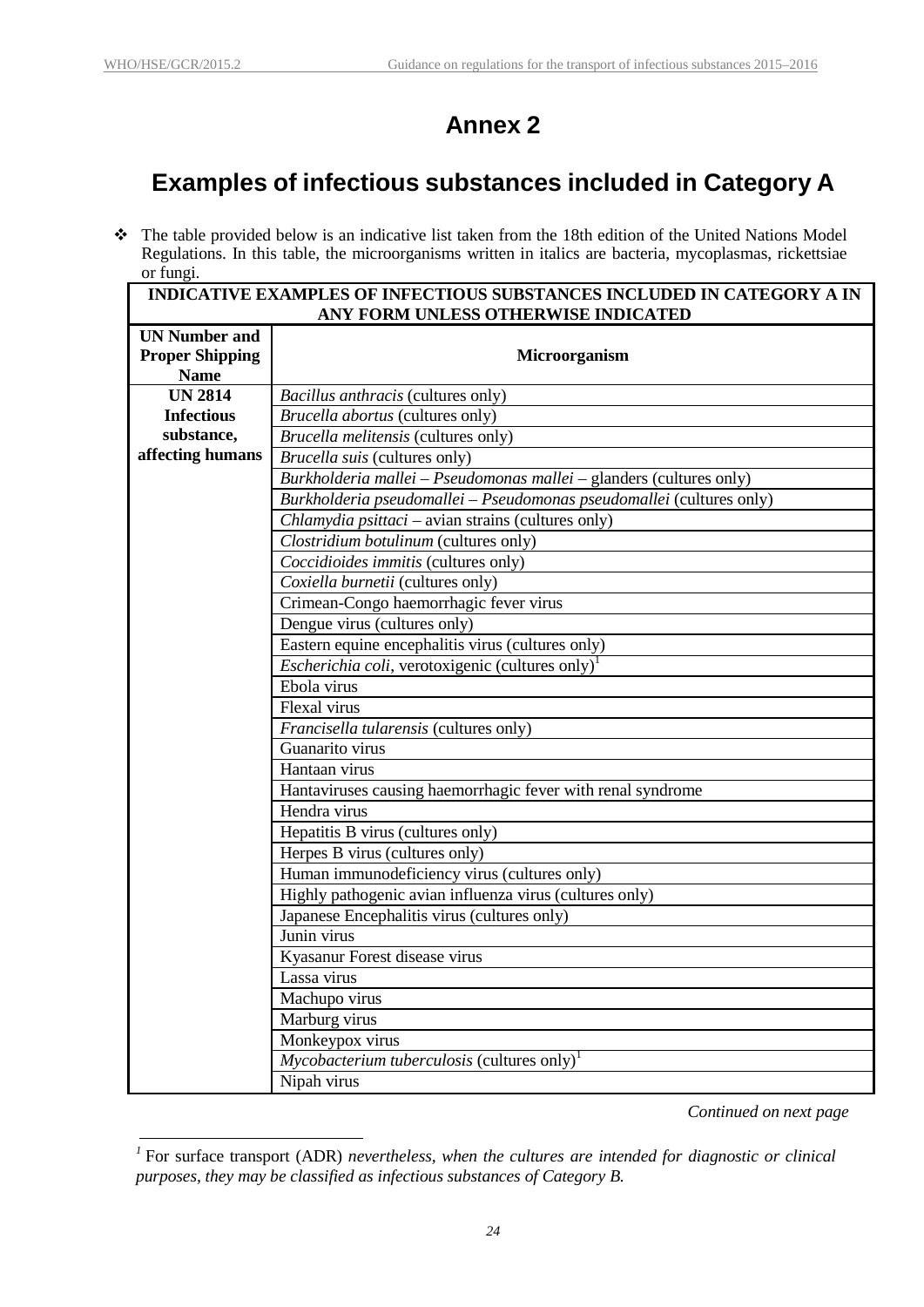# Annex 2

## Examples of infectious substances included in Category A

- The table provided below is an indicative list taken from the 18th edition of the United Nations Model Regulations. In this table, the microorganisms written in italics are bacteria, mycoplasmas, rickettsiae or fungi.

| **INDICATIVE EXAMPLES OF INFECTIOUS SUBSTANCES INCLUDED IN CATEGORY A IN ANY FORM UNLESS OTHERWISE INDICATED** | |
|---|---|
| **UN Number and Proper Shipping Name** | **Microorganism** |
| **UN 2814 Infectious substance, affecting humans** | *Bacillus anthracis* (cultures only) |
| | *Brucella abortus* (cultures only) |
| | *Brucella melitensis* (cultures only) |
| | *Brucella suis* (cultures only) |
| | *Burkholderia mallei – Pseudomonas mallei* – glanders (cultures only) |
| | *Burkholderia pseudomallei – Pseudomonas pseudomallei* (cultures only) |
| | *Chlamydia psittaci* – avian strains (cultures only) |
| | *Clostridium botulinum* (cultures only) |
| | *Coccidioides immitis* (cultures only) |
| | *Coxiella burnetii* (cultures only) |
| | Crimean-Congo haemorrhagic fever virus |
| | Dengue virus (cultures only) |
| | Eastern equine encephalitis virus (cultures only) |
| | *Escherichia coli*, verotoxigenic (cultures only)[1] |
| | Ebola virus |
| | Flexal virus |
| | *Francisella tularensis* (cultures only) |
| | Guanarito virus |
| | Hantaan virus |
| | Hantaviruses causing haemorrhagic fever with renal syndrome |
| | Hendra virus |
| | Hepatitis B virus (cultures only) |
| | Herpes B virus (cultures only) |
| | Human immunodeficiency virus (cultures only) |
| | Highly pathogenic avian influenza virus (cultures only) |
| | Japanese Encephalitis virus (cultures only) |
| | Junin virus |
| | Kyasanur Forest disease virus |
| | Lassa virus |
| | Machupo virus |
| | Marburg virus |
| | Monkeypox virus |
| | *Mycobacterium tuberculosis* (cultures only)[1] |
| | Nipah virus |

*Continued on next page*

[1] For surface transport (ADR) *nevertheless, when the cultures are intended for diagnostic or clinical purposes, they may be classified as infectious substances of Category B.*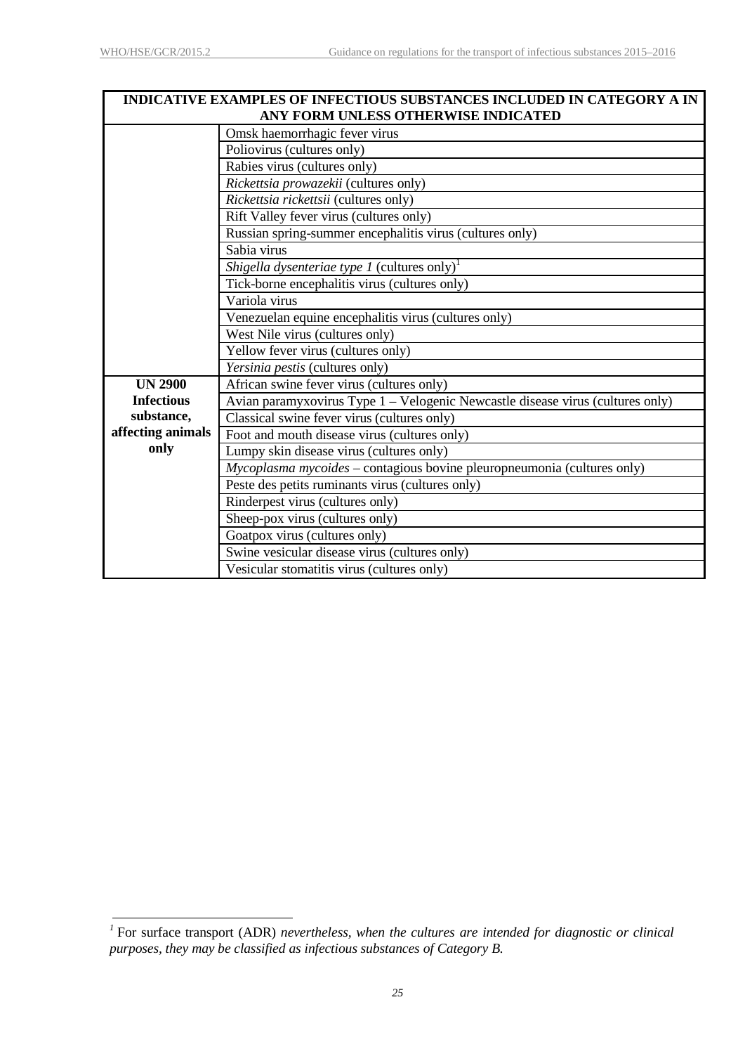| INDICATIVE EXAMPLES OF INFECTIOUS SUBSTANCES INCLUDED IN CATEGORY A IN ANY FORM UNLESS OTHERWISE INDICATED | |
|---|---|
| | Omsk haemorrhagic fever virus |
| | Poliovirus (cultures only) |
| | Rabies virus (cultures only) |
| | *Rickettsia prowazekii* (cultures only) |
| | *Rickettsia rickettsii* (cultures only) |
| | Rift Valley fever virus (cultures only) |
| | Russian spring-summer encephalitis virus (cultures only) |
| | Sabia virus |
| | *Shigella dysenteriae type 1* (cultures only)[1] |
| | Tick-borne encephalitis virus (cultures only) |
| | Variola virus |
| | Venezuelan equine encephalitis virus (cultures only) |
| | West Nile virus (cultures only) |
| | Yellow fever virus (cultures only) |
| | *Yersinia pestis* (cultures only) |
| **UN 2900 Infectious substance, affecting animals only** | African swine fever virus (cultures only) |
| | Avian paramyxovirus Type 1 – Velogenic Newcastle disease virus (cultures only) |
| | Classical swine fever virus (cultures only) |
| | Foot and mouth disease virus (cultures only) |
| | Lumpy skin disease virus (cultures only) |
| | *Mycoplasma mycoides* – contagious bovine pleuropneumonia (cultures only) |
| | Peste des petits ruminants virus (cultures only) |
| | Rinderpest virus (cultures only) |
| | Sheep-pox virus (cultures only) |
| | Goatpox virus (cultures only) |
| | Swine vesicular disease virus (cultures only) |
| | Vesicular stomatitis virus (cultures only) |

[1] For surface transport (ADR) *nevertheless, when the cultures are intended for diagnostic or clinical purposes, they may be classified as infectious substances of Category B.*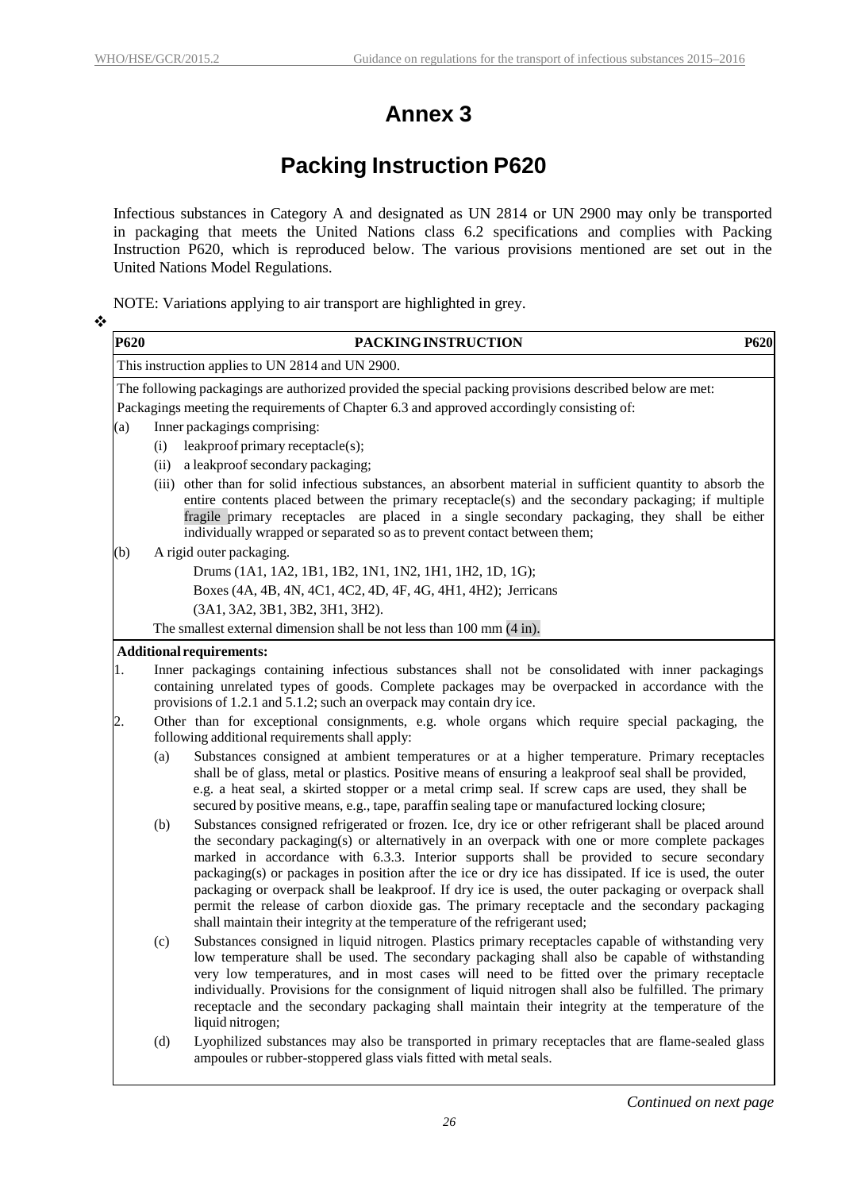# Annex 3

## Packing Instruction P620

Infectious substances in Category A and designated as UN 2814 or UN 2900 may only be transported in packaging that meets the United Nations class 6.2 specifications and complies with Packing Instruction P620, which is reproduced below. The various provisions mentioned are set out in the United Nations Model Regulations.

NOTE: Variations applying to air transport are highlighted in grey.

❖

**P620 — PACKING INSTRUCTION — P620**

This instruction applies to UN 2814 and UN 2900.

The following packagings are authorized provided the special packing provisions described below are met:

Packagings meeting the requirements of Chapter 6.3 and approved accordingly consisting of:

(a) Inner packagings comprising:

- (i) leakproof primary receptacle(s);
- (ii) a leakproof secondary packaging;
- (iii) other than for solid infectious substances, an absorbent material in sufficient quantity to absorb the entire contents placed between the primary receptacle(s) and the secondary packaging; if multiple fragile primary receptacles are placed in a single secondary packaging, they shall be either individually wrapped or separated so as to prevent contact between them;

(b) A rigid outer packaging.

Drums (1A1, 1A2, 1B1, 1B2, 1N1, 1N2, 1H1, 1H2, 1D, 1G);
Boxes (4A, 4B, 4N, 4C1, 4C2, 4D, 4F, 4G, 4H1, 4H2); Jerricans (3A1, 3A2, 3B1, 3B2, 3H1, 3H2).

The smallest external dimension shall be not less than 100 mm (4 in).

**Additional requirements:**

1. Inner packagings containing infectious substances shall not be consolidated with inner packagings containing unrelated types of goods. Complete packages may be overpacked in accordance with the provisions of 1.2.1 and 5.1.2; such an overpack may contain dry ice.
2. Other than for exceptional consignments, e.g. whole organs which require special packaging, the following additional requirements shall apply:
   - (a) Substances consigned at ambient temperatures or at a higher temperature. Primary receptacles shall be of glass, metal or plastics. Positive means of ensuring a leakproof seal shall be provided, e.g. a heat seal, a skirted stopper or a metal crimp seal. If screw caps are used, they shall be secured by positive means, e.g., tape, paraffin sealing tape or manufactured locking closure;
   - (b) Substances consigned refrigerated or frozen. Ice, dry ice or other refrigerant shall be placed around the secondary packaging(s) or alternatively in an overpack with one or more complete packages marked in accordance with 6.3.3. Interior supports shall be provided to secure secondary packaging(s) or packages in position after the ice or dry ice has dissipated. If ice is used, the outer packaging or overpack shall be leakproof. If dry ice is used, the outer packaging or overpack shall permit the release of carbon dioxide gas. The primary receptacle and the secondary packaging shall maintain their integrity at the temperature of the refrigerant used;
   - (c) Substances consigned in liquid nitrogen. Plastics primary receptacles capable of withstanding very low temperature shall be used. The secondary packaging shall also be capable of withstanding very low temperatures, and in most cases will need to be fitted over the primary receptacle individually. Provisions for the consignment of liquid nitrogen shall also be fulfilled. The primary receptacle and the secondary packaging shall maintain their integrity at the temperature of the liquid nitrogen;
   - (d) Lyophilized substances may also be transported in primary receptacles that are flame-sealed glass ampoules or rubber-stoppered glass vials fitted with metal seals.

*Continued on next page*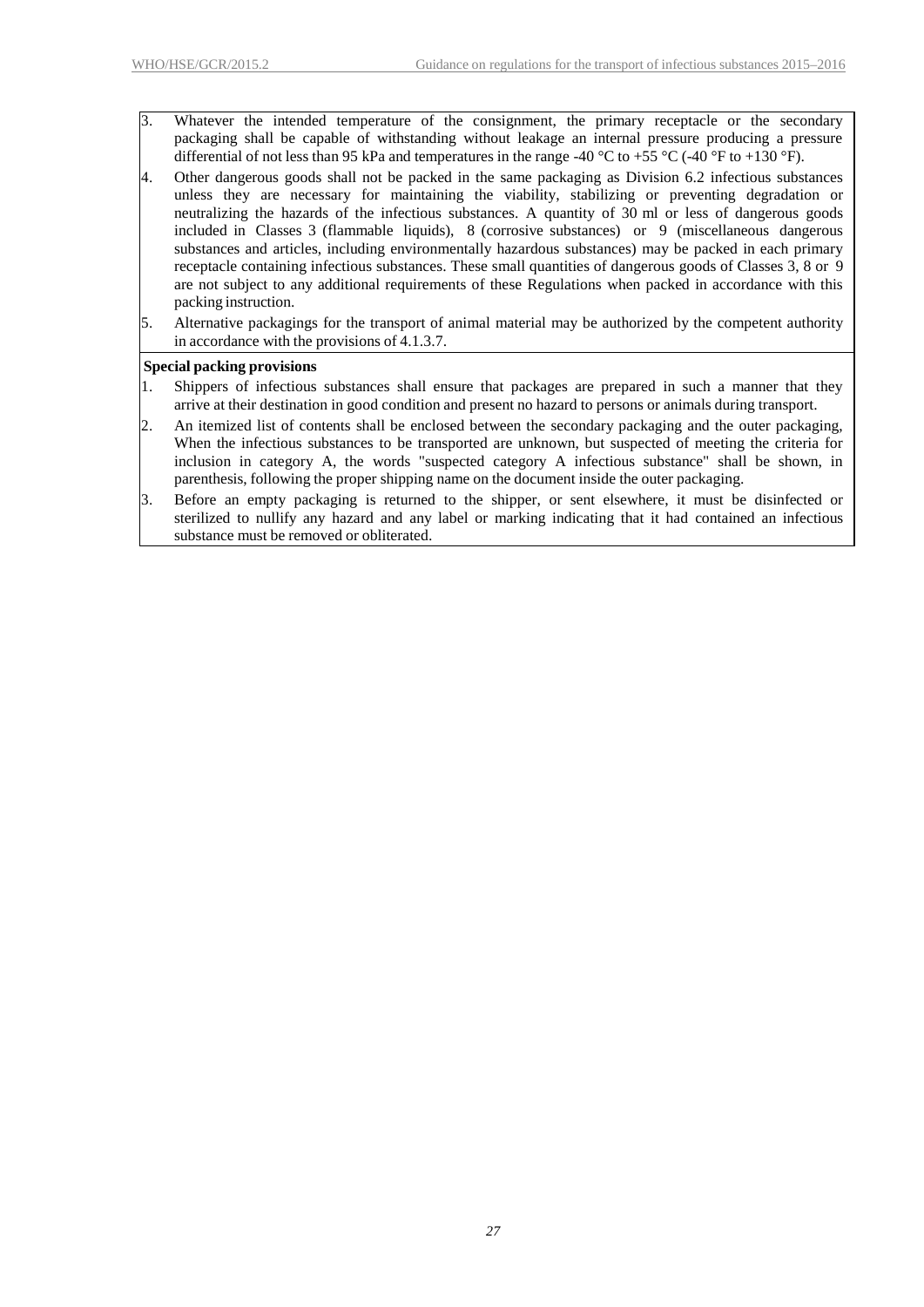3. Whatever the intended temperature of the consignment, the primary receptacle or the secondary packaging shall be capable of withstanding without leakage an internal pressure producing a pressure differential of not less than 95 kPa and temperatures in the range -40 °C to +55 °C (-40 °F to +130 °F).
4. Other dangerous goods shall not be packed in the same packaging as Division 6.2 infectious substances unless they are necessary for maintaining the viability, stabilizing or preventing degradation or neutralizing the hazards of the infectious substances. A quantity of 30 ml or less of dangerous goods included in Classes 3 (flammable liquids), 8 (corrosive substances) or 9 (miscellaneous dangerous substances and articles, including environmentally hazardous substances) may be packed in each primary receptacle containing infectious substances. These small quantities of dangerous goods of Classes 3, 8 or 9 are not subject to any additional requirements of these Regulations when packed in accordance with this packing instruction.
5. Alternative packagings for the transport of animal material may be authorized by the competent authority in accordance with the provisions of 4.1.3.7.

**Special packing provisions**

1. Shippers of infectious substances shall ensure that packages are prepared in such a manner that they arrive at their destination in good condition and present no hazard to persons or animals during transport.
2. An itemized list of contents shall be enclosed between the secondary packaging and the outer packaging, When the infectious substances to be transported are unknown, but suspected of meeting the criteria for inclusion in category A, the words "suspected category A infectious substance" shall be shown, in parenthesis, following the proper shipping name on the document inside the outer packaging.
3. Before an empty packaging is returned to the shipper, or sent elsewhere, it must be disinfected or sterilized to nullify any hazard and any label or marking indicating that it had contained an infectious substance must be removed or obliterated.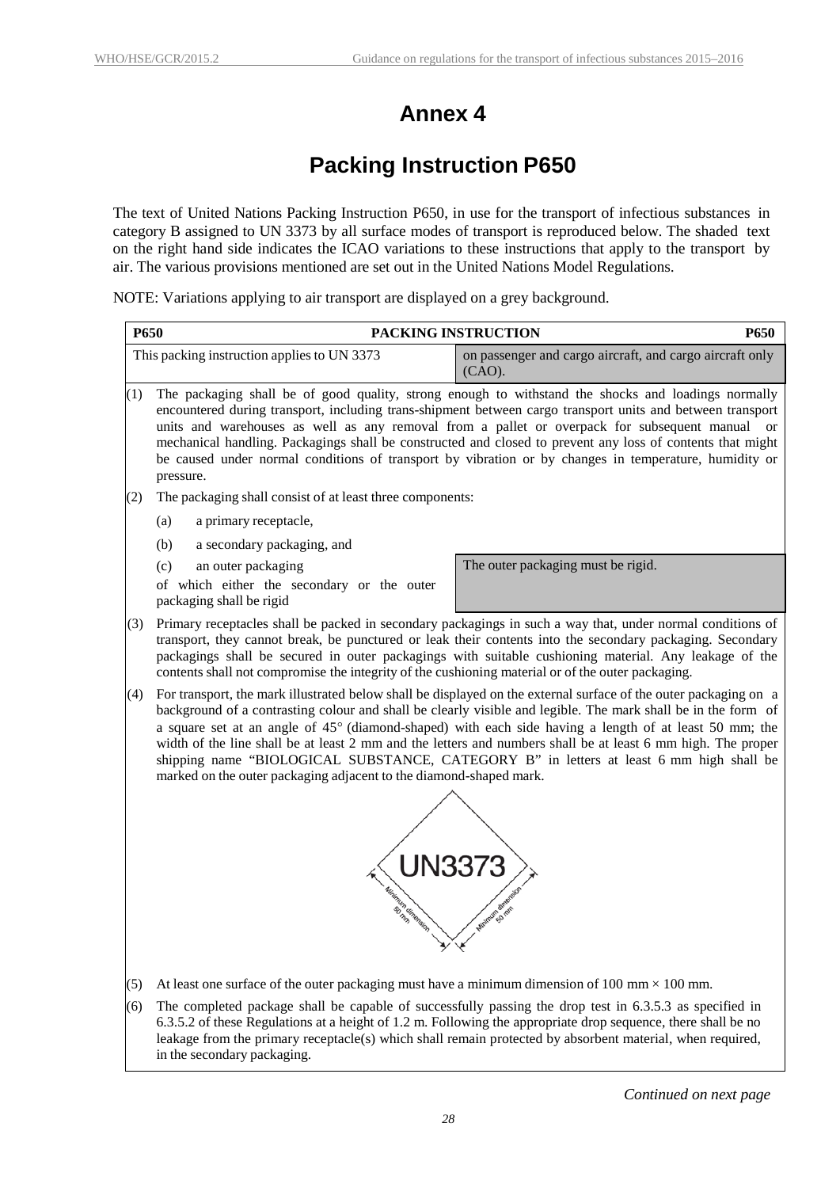# Annex 4

# Packing Instruction P650

The text of United Nations Packing Instruction P650, in use for the transport of infectious substances in category B assigned to UN 3373 by all surface modes of transport is reproduced below. The shaded text on the right hand side indicates the ICAO variations to these instructions that apply to the transport by air. The various provisions mentioned are set out in the United Nations Model Regulations.

NOTE: Variations applying to air transport are displayed on a grey background.

| **P650** | **PACKING INSTRUCTION** | **P650** |
|---|---|---|
| This packing instruction applies to UN 3373 | | on passenger and cargo aircraft, and cargo aircraft only (CAO). |

(1) The packaging shall be of good quality, strong enough to withstand the shocks and loadings normally encountered during transport, including trans-shipment between cargo transport units and between transport units and warehouses as well as any removal from a pallet or overpack for subsequent manual or mechanical handling. Packagings shall be constructed and closed to prevent any loss of contents that might be caused under normal conditions of transport by vibration or by changes in temperature, humidity or pressure.

(2) The packaging shall consist of at least three components:

(a) a primary receptacle,

(b) a secondary packaging, and

(c) an outer packaging

of which either the secondary or the outer packaging shall be rigid

> The outer packaging must be rigid.

(3) Primary receptacles shall be packed in secondary packagings in such a way that, under normal conditions of transport, they cannot break, be punctured or leak their contents into the secondary packaging. Secondary packagings shall be secured in outer packagings with suitable cushioning material. Any leakage of the contents shall not compromise the integrity of the cushioning material or of the outer packaging.

(4) For transport, the mark illustrated below shall be displayed on the external surface of the outer packaging on a background of a contrasting colour and shall be clearly visible and legible. The mark shall be in the form of a square set at an angle of 45° (diamond-shaped) with each side having a length of at least 50 mm; the width of the line shall be at least 2 mm and the letters and numbers shall be at least 6 mm high. The proper shipping name "BIOLOGICAL SUBSTANCE, CATEGORY B" in letters at least 6 mm high shall be marked on the outer packaging adjacent to the diamond-shaped mark.

UN3373

Minimum dimension 50 mm — Minimum dimension 50 mm

(5) At least one surface of the outer packaging must have a minimum dimension of 100 mm × 100 mm.

(6) The completed package shall be capable of successfully passing the drop test in 6.3.5.3 as specified in 6.3.5.2 of these Regulations at a height of 1.2 m. Following the appropriate drop sequence, there shall be no leakage from the primary receptacle(s) which shall remain protected by absorbent material, when required, in the secondary packaging.

*Continued on next page*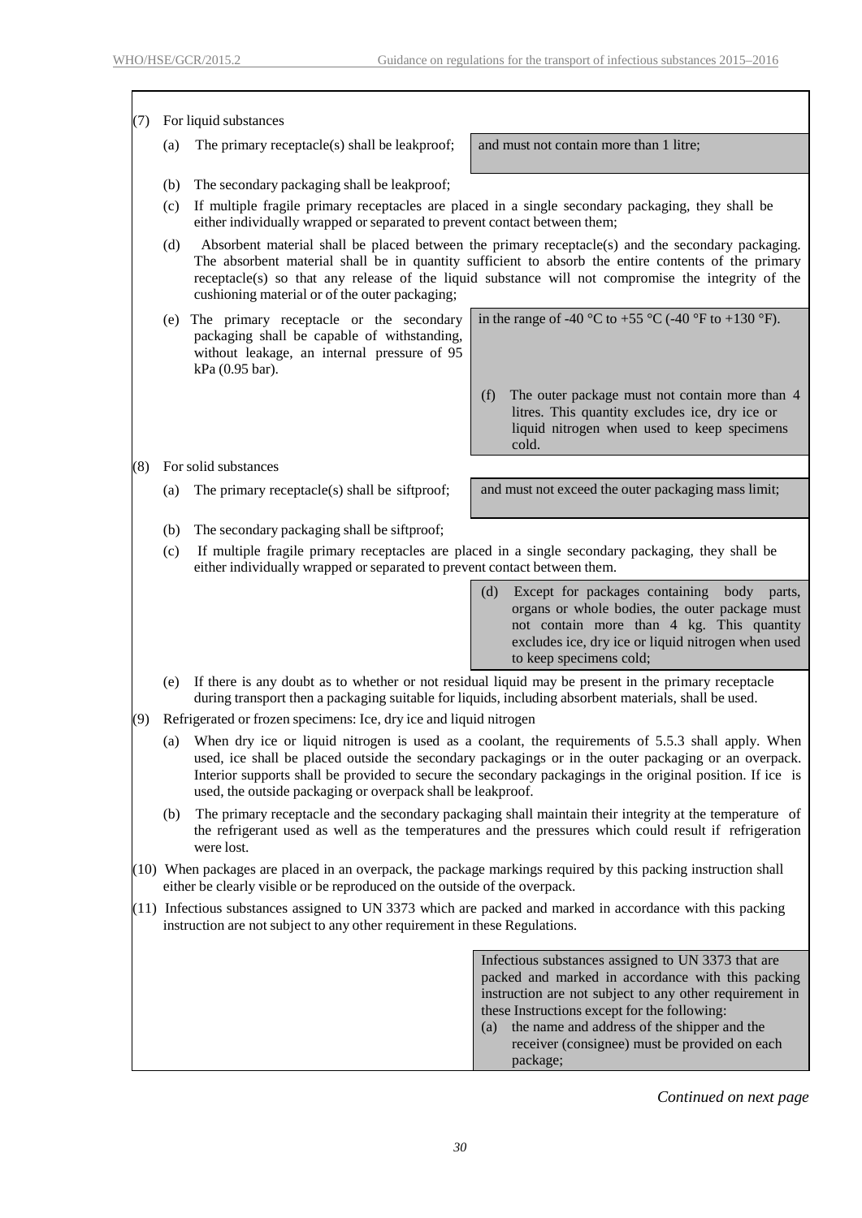(7) For liquid substances

(a) The primary receptacle(s) shall be leakproof; and must not contain more than 1 litre;

(b) The secondary packaging shall be leakproof;

(c) If multiple fragile primary receptacles are placed in a single secondary packaging, they shall be either individually wrapped or separated to prevent contact between them;

(d) Absorbent material shall be placed between the primary receptacle(s) and the secondary packaging. The absorbent material shall be in quantity sufficient to absorb the entire contents of the primary receptacle(s) so that any release of the liquid substance will not compromise the integrity of the cushioning material or of the outer packaging;

(e) The primary receptacle or the secondary packaging shall be capable of withstanding, without leakage, an internal pressure of 95 kPa (0.95 bar). in the range of -40 °C to +55 °C (-40 °F to +130 °F).

(f) The outer package must not contain more than 4 litres. This quantity excludes ice, dry ice or liquid nitrogen when used to keep specimens cold.

(8) For solid substances

(a) The primary receptacle(s) shall be siftproof; and must not exceed the outer packaging mass limit;

(b) The secondary packaging shall be siftproof;

(c) If multiple fragile primary receptacles are placed in a single secondary packaging, they shall be either individually wrapped or separated to prevent contact between them.

(d) Except for packages containing body parts, organs or whole bodies, the outer package must not contain more than 4 kg. This quantity excludes ice, dry ice or liquid nitrogen when used to keep specimens cold;

(e) If there is any doubt as to whether or not residual liquid may be present in the primary receptacle during transport then a packaging suitable for liquids, including absorbent materials, shall be used.

(9) Refrigerated or frozen specimens: Ice, dry ice and liquid nitrogen

(a) When dry ice or liquid nitrogen is used as a coolant, the requirements of 5.5.3 shall apply. When used, ice shall be placed outside the secondary packagings or in the outer packaging or an overpack. Interior supports shall be provided to secure the secondary packagings in the original position. If ice is used, the outside packaging or overpack shall be leakproof.

(b) The primary receptacle and the secondary packaging shall maintain their integrity at the temperature of the refrigerant used as well as the temperatures and the pressures which could result if refrigeration were lost.

(10) When packages are placed in an overpack, the package markings required by this packing instruction shall either be clearly visible or be reproduced on the outside of the overpack.

(11) Infectious substances assigned to UN 3373 which are packed and marked in accordance with this packing instruction are not subject to any other requirement in these Regulations.

Infectious substances assigned to UN 3373 that are packed and marked in accordance with this packing instruction are not subject to any other requirement in these Instructions except for the following:

(a) the name and address of the shipper and the receiver (consignee) must be provided on each package;

*Continued on next page*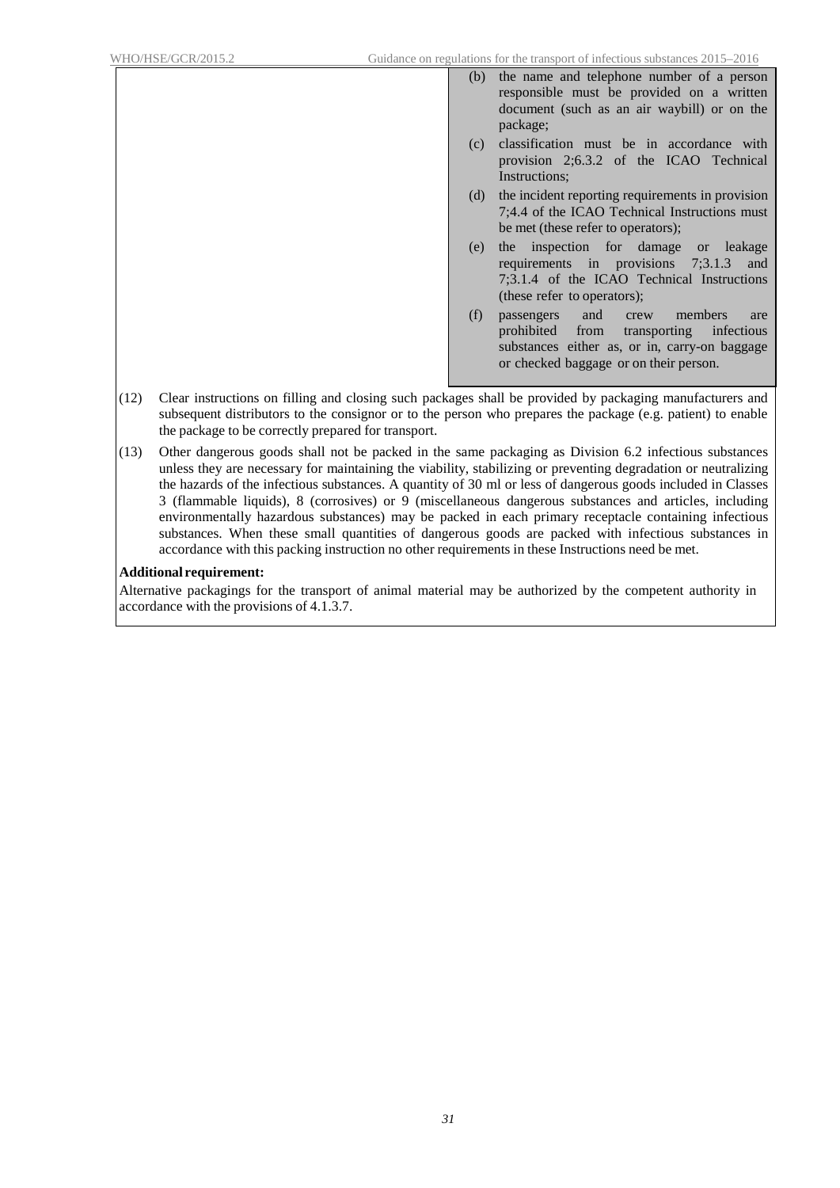(b) the name and telephone number of a person responsible must be provided on a written document (such as an air waybill) or on the package;

(c) classification must be in accordance with provision 2;6.3.2 of the ICAO Technical Instructions;

(d) the incident reporting requirements in provision 7;4.4 of the ICAO Technical Instructions must be met (these refer to operators);

(e) the inspection for damage or leakage requirements in provisions 7;3.1.3 and 7;3.1.4 of the ICAO Technical Instructions (these refer to operators);

(f) passengers and crew members are prohibited from transporting infectious substances either as, or in, carry-on baggage or checked baggage or on their person.

(12) Clear instructions on filling and closing such packages shall be provided by packaging manufacturers and subsequent distributors to the consignor or to the person who prepares the package (e.g. patient) to enable the package to be correctly prepared for transport.

(13) Other dangerous goods shall not be packed in the same packaging as Division 6.2 infectious substances unless they are necessary for maintaining the viability, stabilizing or preventing degradation or neutralizing the hazards of the infectious substances. A quantity of 30 ml or less of dangerous goods included in Classes 3 (flammable liquids), 8 (corrosives) or 9 (miscellaneous dangerous substances and articles, including environmentally hazardous substances) may be packed in each primary receptacle containing infectious substances. When these small quantities of dangerous goods are packed with infectious substances in accordance with this packing instruction no other requirements in these Instructions need be met.

**Additional requirement:**

Alternative packagings for the transport of animal material may be authorized by the competent authority in accordance with the provisions of 4.1.3.7.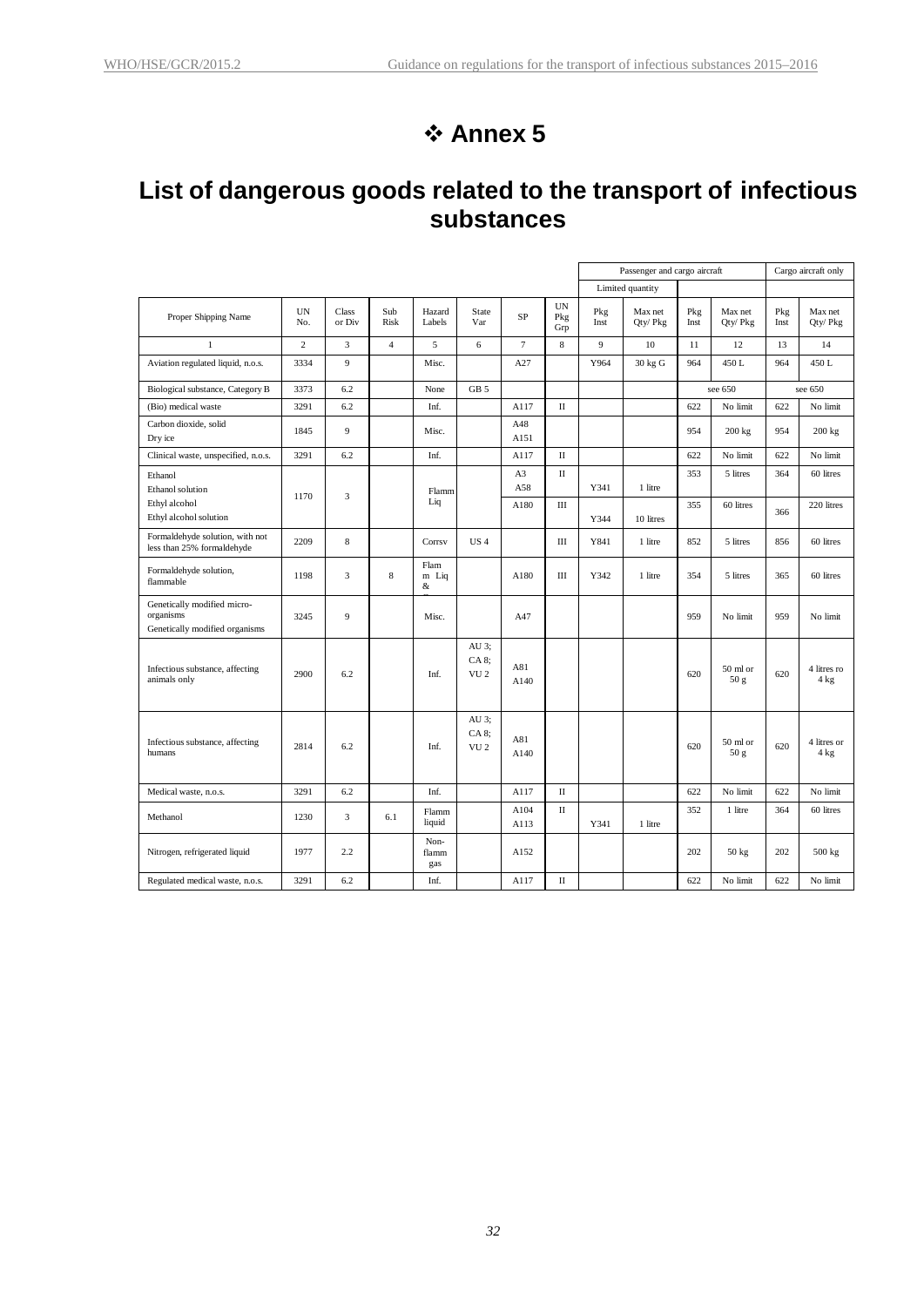# ❖ Annex 5

## List of dangerous goods related to the transport of infectious substances

| | | | | | | | | Passenger and cargo aircraft | | | | Cargo aircraft only | |
|---|---|---|---|---|---|---|---|---|---|---|---|---|---|
| | | | | | | | | Limited quantity | | | | | |
| Proper Shipping Name | UN No. | Class or Div | Sub Risk | Hazard Labels | State Var | SP | UN Pkg Grp | Pkg Inst | Max net Qty/ Pkg | Pkg Inst | Max net Qty/ Pkg | Pkg Inst | Max net Qty/ Pkg |
| 1 | 2 | 3 | 4 | 5 | 6 | 7 | 8 | 9 | 10 | 11 | 12 | 13 | 14 |
| Aviation regulated liquid, n.o.s. | 3334 | 9 | | Misc. | | A27 | | Y964 | 30 kg G | 964 | 450 L | 964 | 450 L |
| Biological substance, Category B | 3373 | 6.2 | | None | GB 5 | | | | | see 650 | | see 650 | |
| (Bio) medical waste | 3291 | 6.2 | | Inf. | | A117 | II | | | 622 | No limit | 622 | No limit |
| Carbon dioxide, solid<br>Dry ice | 1845 | 9 | | Misc. | | A48<br>A151 | | | | 954 | 200 kg | 954 | 200 kg |
| Clinical waste, unspecified, n.o.s. | 3291 | 6.2 | | Inf. | | A117 | II | | | 622 | No limit | 622 | No limit |
| Ethanol<br>Ethanol solution | 1170 | 3 | | Flamm Liq | | A3<br>A58 | II | Y341 | 1 litre | 353 | 5 litres | 364 | 60 litres |
| Ethyl alcohol<br>Ethyl alcohol solution | | | | | | A180 | III | Y344 | 10 litres | 355 | 60 litres | 366 | 220 litres |
| Formaldehyde solution, with not less than 25% formaldehyde | 2209 | 8 | | Corrsv | US 4 | | III | Y841 | 1 litre | 852 | 5 litres | 856 | 60 litres |
| Formaldehyde solution, flammable | 1198 | 3 | 8 | Flam m Liq & | | A180 | III | Y342 | 1 litre | 354 | 5 litres | 365 | 60 litres |
| Genetically modified micro-organisms<br>Genetically modified organisms | 3245 | 9 | | Misc. | | A47 | | | | 959 | No limit | 959 | No limit |
| Infectious substance, affecting animals only | 2900 | 6.2 | | Inf. | AU 3;<br>CA 8;<br>VU 2 | A81<br>A140 | | | | 620 | 50 ml or 50 g | 620 | 4 litres ro 4 kg |
| Infectious substance, affecting humans | 2814 | 6.2 | | Inf. | AU 3;<br>CA 8;<br>VU 2 | A81<br>A140 | | | | 620 | 50 ml or 50 g | 620 | 4 litres or 4 kg |
| Medical waste, n.o.s. | 3291 | 6.2 | | Inf. | | A117 | II | | | 622 | No limit | 622 | No limit |
| Methanol | 1230 | 3 | 6.1 | Flamm liquid | | A104<br>A113 | II | Y341 | 1 litre | 352 | 1 litre | 364 | 60 litres |
| Nitrogen, refrigerated liquid | 1977 | 2.2 | | Non-flamm gas | | A152 | | | | 202 | 50 kg | 202 | 500 kg |
| Regulated medical waste, n.o.s. | 3291 | 6.2 | | Inf. | | A117 | II | | | 622 | No limit | 622 | No limit |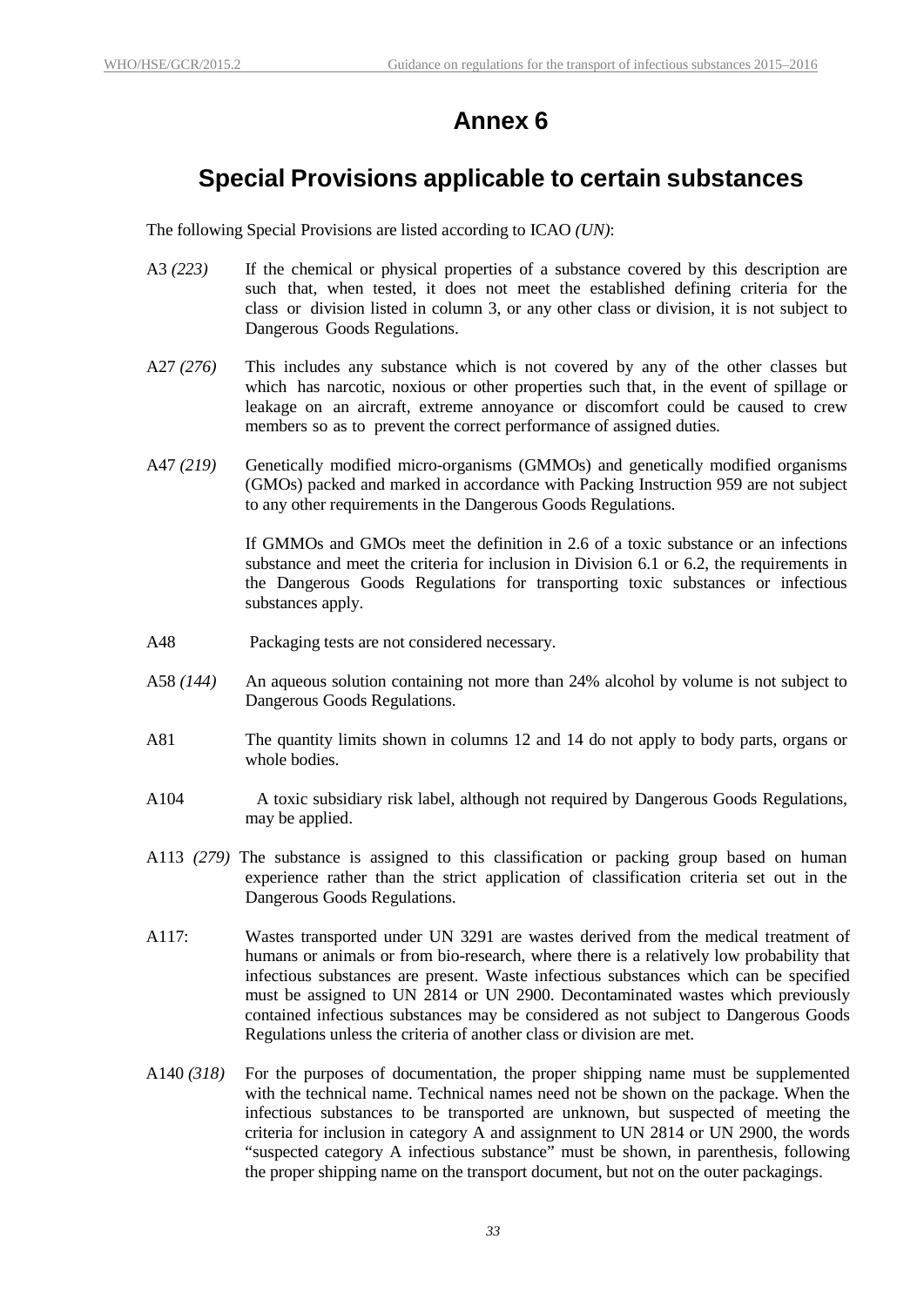# Annex 6

## Special Provisions applicable to certain substances

The following Special Provisions are listed according to ICAO *(UN)*:

A3 *(223)* If the chemical or physical properties of a substance covered by this description are such that, when tested, it does not meet the established defining criteria for the class or division listed in column 3, or any other class or division, it is not subject to Dangerous Goods Regulations.

A27 *(276)* This includes any substance which is not covered by any of the other classes but which has narcotic, noxious or other properties such that, in the event of spillage or leakage on an aircraft, extreme annoyance or discomfort could be caused to crew members so as to prevent the correct performance of assigned duties.

A47 *(219)* Genetically modified micro-organisms (GMMOs) and genetically modified organisms (GMOs) packed and marked in accordance with Packing Instruction 959 are not subject to any other requirements in the Dangerous Goods Regulations.

If GMMOs and GMOs meet the definition in 2.6 of a toxic substance or an infections substance and meet the criteria for inclusion in Division 6.1 or 6.2, the requirements in the Dangerous Goods Regulations for transporting toxic substances or infectious substances apply.

A48 Packaging tests are not considered necessary.

A58 *(144)* An aqueous solution containing not more than 24% alcohol by volume is not subject to Dangerous Goods Regulations.

A81 The quantity limits shown in columns 12 and 14 do not apply to body parts, organs or whole bodies.

A104 A toxic subsidiary risk label, although not required by Dangerous Goods Regulations, may be applied.

A113 *(279)* The substance is assigned to this classification or packing group based on human experience rather than the strict application of classification criteria set out in the Dangerous Goods Regulations.

A117: Wastes transported under UN 3291 are wastes derived from the medical treatment of humans or animals or from bio-research, where there is a relatively low probability that infectious substances are present. Waste infectious substances which can be specified must be assigned to UN 2814 or UN 2900. Decontaminated wastes which previously contained infectious substances may be considered as not subject to Dangerous Goods Regulations unless the criteria of another class or division are met.

A140 *(318)* For the purposes of documentation, the proper shipping name must be supplemented with the technical name. Technical names need not be shown on the package. When the infectious substances to be transported are unknown, but suspected of meeting the criteria for inclusion in category A and assignment to UN 2814 or UN 2900, the words "suspected category A infectious substance" must be shown, in parenthesis, following the proper shipping name on the transport document, but not on the outer packagings.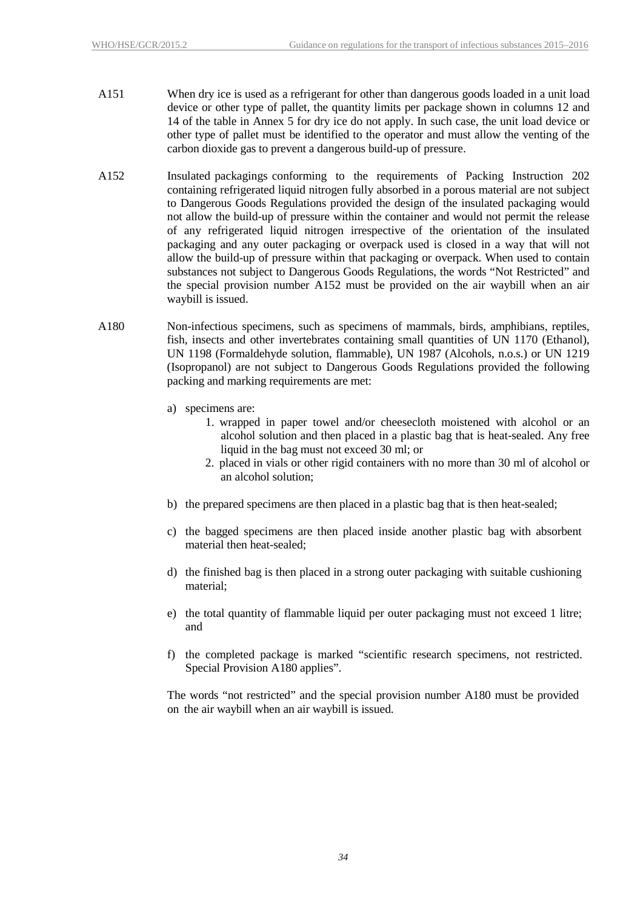A151 When dry ice is used as a refrigerant for other than dangerous goods loaded in a unit load device or other type of pallet, the quantity limits per package shown in columns 12 and 14 of the table in Annex 5 for dry ice do not apply. In such case, the unit load device or other type of pallet must be identified to the operator and must allow the venting of the carbon dioxide gas to prevent a dangerous build-up of pressure.

A152 Insulated packagings conforming to the requirements of Packing Instruction 202 containing refrigerated liquid nitrogen fully absorbed in a porous material are not subject to Dangerous Goods Regulations provided the design of the insulated packaging would not allow the build-up of pressure within the container and would not permit the release of any refrigerated liquid nitrogen irrespective of the orientation of the insulated packaging and any outer packaging or overpack used is closed in a way that will not allow the build-up of pressure within that packaging or overpack. When used to contain substances not subject to Dangerous Goods Regulations, the words "Not Restricted" and the special provision number A152 must be provided on the air waybill when an air waybill is issued.

A180 Non-infectious specimens, such as specimens of mammals, birds, amphibians, reptiles, fish, insects and other invertebrates containing small quantities of UN 1170 (Ethanol), UN 1198 (Formaldehyde solution, flammable), UN 1987 (Alcohols, n.o.s.) or UN 1219 (Isopropanol) are not subject to Dangerous Goods Regulations provided the following packing and marking requirements are met:

a) specimens are:
   1. wrapped in paper towel and/or cheesecloth moistened with alcohol or an alcohol solution and then placed in a plastic bag that is heat-sealed. Any free liquid in the bag must not exceed 30 ml; or
   2. placed in vials or other rigid containers with no more than 30 ml of alcohol or an alcohol solution;

b) the prepared specimens are then placed in a plastic bag that is then heat-sealed;

c) the bagged specimens are then placed inside another plastic bag with absorbent material then heat-sealed;

d) the finished bag is then placed in a strong outer packaging with suitable cushioning material;

e) the total quantity of flammable liquid per outer packaging must not exceed 1 litre; and

f) the completed package is marked "scientific research specimens, not restricted. Special Provision A180 applies".

The words "not restricted" and the special provision number A180 must be provided on the air waybill when an air waybill is issued.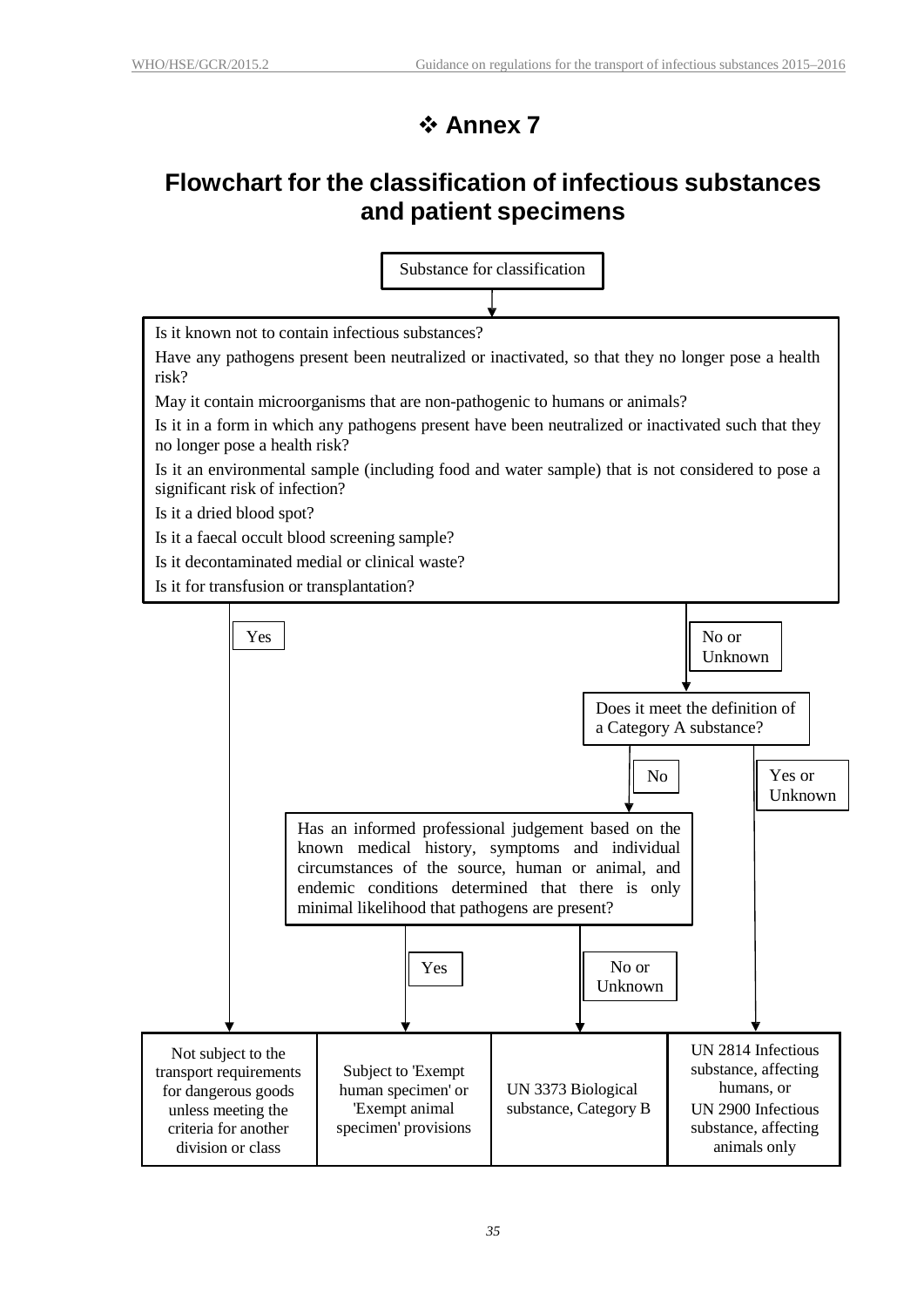# ❖ Annex 7

## Flowchart for the classification of infectious substances and patient specimens

Substance for classification

Is it known not to contain infectious substances?

Have any pathogens present been neutralized or inactivated, so that they no longer pose a health risk?

May it contain microorganisms that are non-pathogenic to humans or animals?

Is it in a form in which any pathogens present have been neutralized or inactivated such that they no longer pose a health risk?

Is it an environmental sample (including food and water sample) that is not considered to pose a significant risk of infection?

Is it a dried blood spot?

Is it a faecal occult blood screening sample?

Is it decontaminated medial or clinical waste?

Is it for transfusion or transplantation?

Yes

No or Unknown

Does it meet the definition of a Category A substance?

No

Yes or Unknown

Has an informed professional judgement based on the known medical history, symptoms and individual circumstances of the source, human or animal, and endemic conditions determined that there is only minimal likelihood that pathogens are present?

Yes

No or Unknown

Not subject to the transport requirements for dangerous goods unless meeting the criteria for another division or class

Subject to 'Exempt human specimen' or 'Exempt animal specimen' provisions

UN 3373 Biological substance, Category B

UN 2814 Infectious substance, affecting humans, or
UN 2900 Infectious substance, affecting animals only